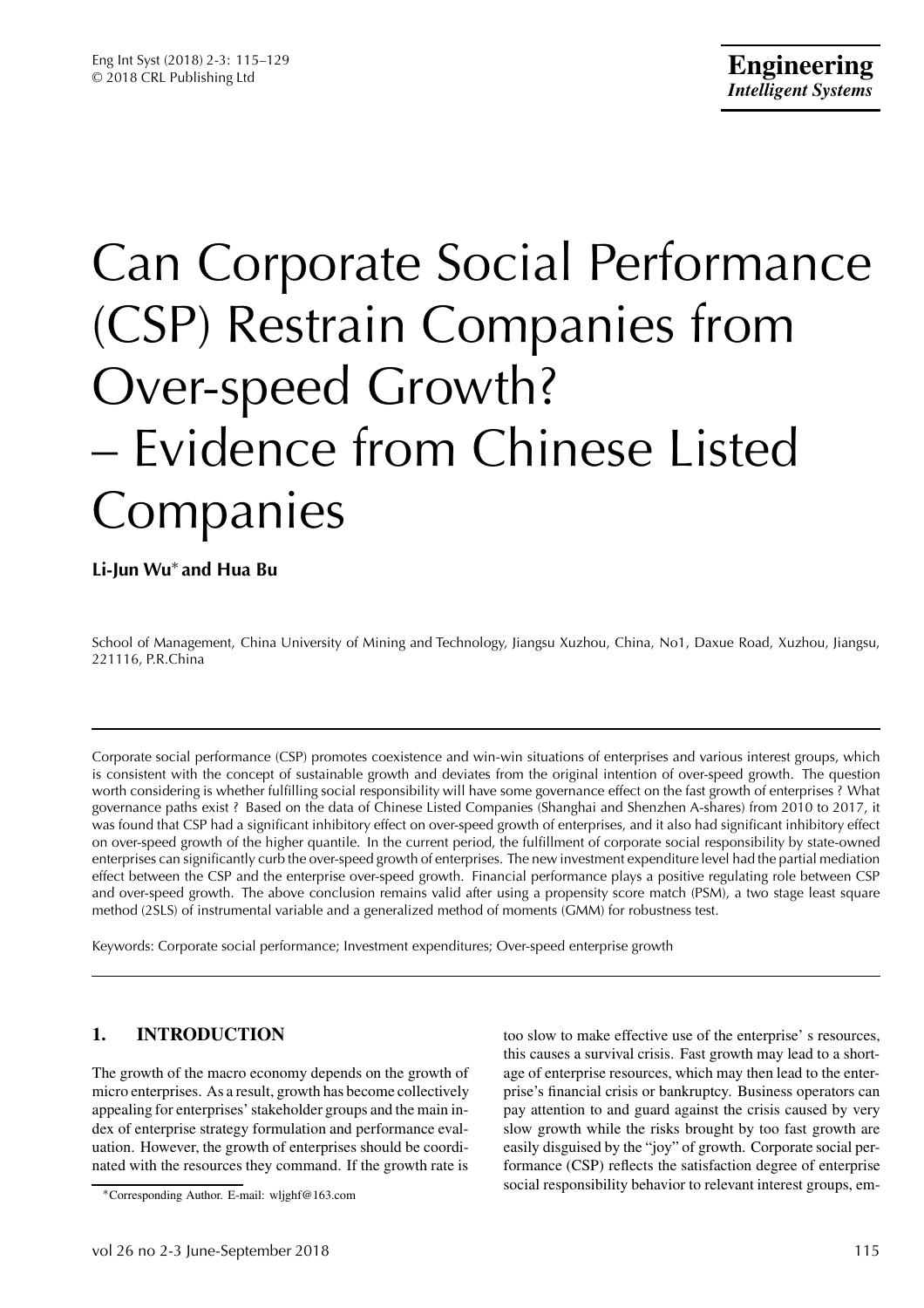# Can Corporate Social Performance (CSP) Restrain Companies from Over-speed Growth? – Evidence from Chinese Listed Companies

**Li-Jun Wu*** **and Hua Bu**

School of Management, China University of Mining and Technology, Jiangsu Xuzhou, China, No1, Daxue Road, Xuzhou, Jiangsu, 221116, P.R.China

Corporate social performance (CSP) promotes coexistence and win-win situations of enterprises and various interest groups, which is consistent with the concept of sustainable growth and deviates from the original intention of over-speed growth. The question worth considering is whether fulfilling social responsibility will have some governance effect on the fast growth of enterprises ? What governance paths exist ? Based on the data of Chinese Listed Companies (Shanghai and Shenzhen A-shares) from 2010 to 2017, it was found that CSP had a significant inhibitory effect on over-speed growth of enterprises, and it also had significant inhibitory effect on over-speed growth of the higher quantile. In the current period, the fulfillment of corporate social responsibility by state-owned enterprises can significantly curb the over-speed growth of enterprises. The new investment expenditure level had the partial mediation effect between the CSP and the enterprise over-speed growth. Financial performance plays a positive regulating role between CSP and over-speed growth. The above conclusion remains valid after using a propensity score match (PSM), a two stage least square method (2SLS) of instrumental variable and a generalized method of moments (GMM) for robustness test.

Keywords: Corporate social performance; Investment expenditures; Over-speed enterprise growth

## 1. INTRODUCTION

The growth of the macro economy depends on the growth of micro enterprises. As a result, growth has become collectively appealing for enterprises' stakeholder groups and the main index of enterprise strategy formulation and performance evaluation. However, the growth of enterprises should be coordinated with the resources they command. If the growth rate is too slow to make effective use of the enterprise' s resources, this causes a survival crisis. Fast growth may lead to a shortage of enterprise resources, which may then lead to the enterprise's financial crisis or bankruptcy. Business operators can pay attention to and guard against the crisis caused by very slow growth while the risks brought by too fast growth are easily disguised by the "joy" of growth. Corporate social performance (CSP) reflects the satisfaction degree of enterprise social responsibility behavior to relevant interest groups, em-

*Corresponding Author. E-mail: wljghf@163.com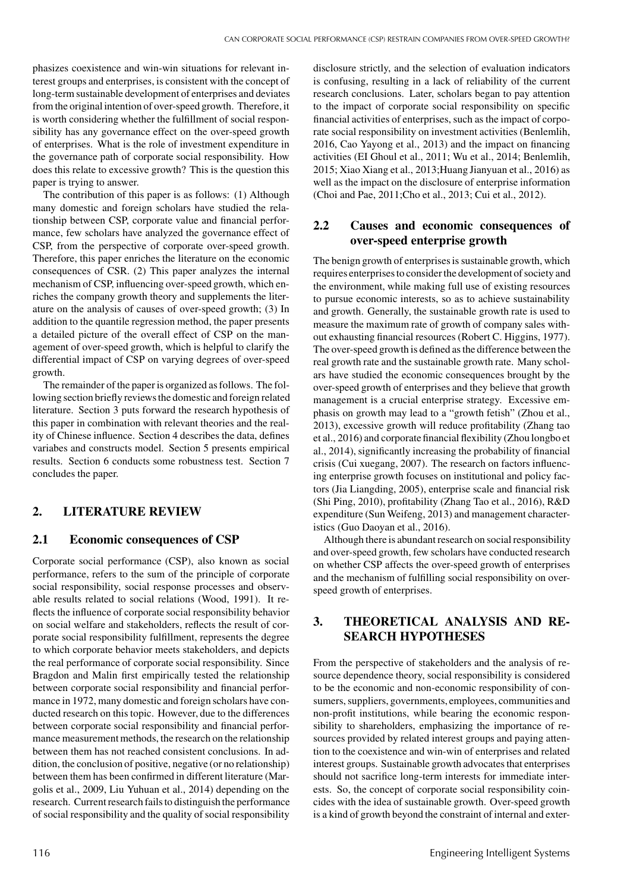phasizes coexistence and win-win situations for relevant interest groups and enterprises, is consistent with the concept of long-term sustainable development of enterprises and deviates from the original intention of over-speed growth. Therefore, it is worth considering whether the fulfillment of social responsibility has any governance effect on the over-speed growth of enterprises. What is the role of investment expenditure in the governance path of corporate social responsibility. How does this relate to excessive growth? This is the question this paper is trying to answer.

The contribution of this paper is as follows: (1) Although many domestic and foreign scholars have studied the relationship between CSP, corporate value and financial performance, few scholars have analyzed the governance effect of CSP, from the perspective of corporate over-speed growth. Therefore, this paper enriches the literature on the economic consequences of CSR. (2) This paper analyzes the internal mechanism of CSP, influencing over-speed growth, which enriches the company growth theory and supplements the literature on the analysis of causes of over-speed growth; (3) In addition to the quantile regression method, the paper presents a detailed picture of the overall effect of CSP on the management of over-speed growth, which is helpful to clarify the differential impact of CSP on varying degrees of over-speed growth.

The remainder of the paper is organized as follows. The following section briefly reviews the domestic and foreign related literature. Section 3 puts forward the research hypothesis of this paper in combination with relevant theories and the reality of Chinese influence. Section 4 describes the data, defines variabes and constructs model. Section 5 presents empirical results. Section 6 conducts some robustness test. Section 7 concludes the paper.

## 2. LITERATURE REVIEW

### 2.1 Economic consequences of CSP

Corporate social performance (CSP), also known as social performance, refers to the sum of the principle of corporate social responsibility, social response processes and observable results related to social relations (Wood, 1991). It reflects the influence of corporate social responsibility behavior on social welfare and stakeholders, reflects the result of corporate social responsibility fulfillment, represents the degree to which corporate behavior meets stakeholders, and depicts the real performance of corporate social responsibility. Since Bragdon and Malin first empirically tested the relationship between corporate social responsibility and financial performance in 1972, many domestic and foreign scholars have conducted research on this topic. However, due to the differences between corporate social responsibility and financial performance measurement methods, the research on the relationship between them has not reached consistent conclusions. In addition, the conclusion of positive, negative (or no relationship) between them has been confirmed in different literature (Margolis et al., 2009, Liu Yuhuan et al., 2014) depending on the research. Current research fails to distinguish the performance of social responsibility and the quality of social responsibility disclosure strictly, and the selection of evaluation indicators is confusing, resulting in a lack of reliability of the current research conclusions. Later, scholars began to pay attention to the impact of corporate social responsibility on specific financial activities of enterprises, such as the impact of corporate social responsibility on investment activities (Benlemlih, 2016, Cao Yayong et al., 2013) and the impact on financing activities (EI Ghoul et al., 2011; Wu et al., 2014; Benlemlih, 2015; Xiao Xiang et al., 2013;Huang Jianyuan et al., 2016) as well as the impact on the disclosure of enterprise information (Choi and Pae, 2011;Cho et al., 2013; Cui et al., 2012).

### 2.2 Causes and economic consequences of over-speed enterprise growth

The benign growth of enterprises is sustainable growth, which requires enterprises to consider the development of society and the environment, while making full use of existing resources to pursue economic interests, so as to achieve sustainability and growth. Generally, the sustainable growth rate is used to measure the maximum rate of growth of company sales without exhausting financial resources (Robert C. Higgins, 1977). The over-speed growth is defined as the difference between the real growth rate and the sustainable growth rate. Many scholars have studied the economic consequences brought by the over-speed growth of enterprises and they believe that growth management is a crucial enterprise strategy. Excessive emphasis on growth may lead to a "growth fetish" (Zhou et al., 2013), excessive growth will reduce profitability (Zhang tao et al., 2016) and corporate financial flexibility (Zhou longbo et al., 2014), significantly increasing the probability of financial crisis (Cui xuegang, 2007). The research on factors influencing enterprise growth focuses on institutional and policy factors (Jia Liangding, 2005), enterprise scale and financial risk (Shi Ping, 2010), profitability (Zhang Tao et al., 2016), R&D expenditure (Sun Weifeng, 2013) and management characteristics (Guo Daoyan et al., 2016).

Although there is abundant research on social responsibility and over-speed growth, few scholars have conducted research on whether CSP affects the over-speed growth of enterprises and the mechanism of fulfilling social responsibility on over-speed growth of enterprises.

## 3. THEORETICAL ANALYSIS AND RESEARCH HYPOTHESES

From the perspective of stakeholders and the analysis of resource dependence theory, social responsibility is considered to be the economic and non-economic responsibility of consumers, suppliers, governments, employees, communities and non-profit institutions, while bearing the economic responsibility to shareholders, emphasizing the importance of resources provided by related interest groups and paying attention to the coexistence and win-win of enterprises and related interest groups. Sustainable growth advocates that enterprises should not sacrifice long-term interests for immediate interests. So, the concept of corporate social responsibility coincides with the idea of sustainable growth. Over-speed growth is a kind of growth beyond the constraint of internal and exter-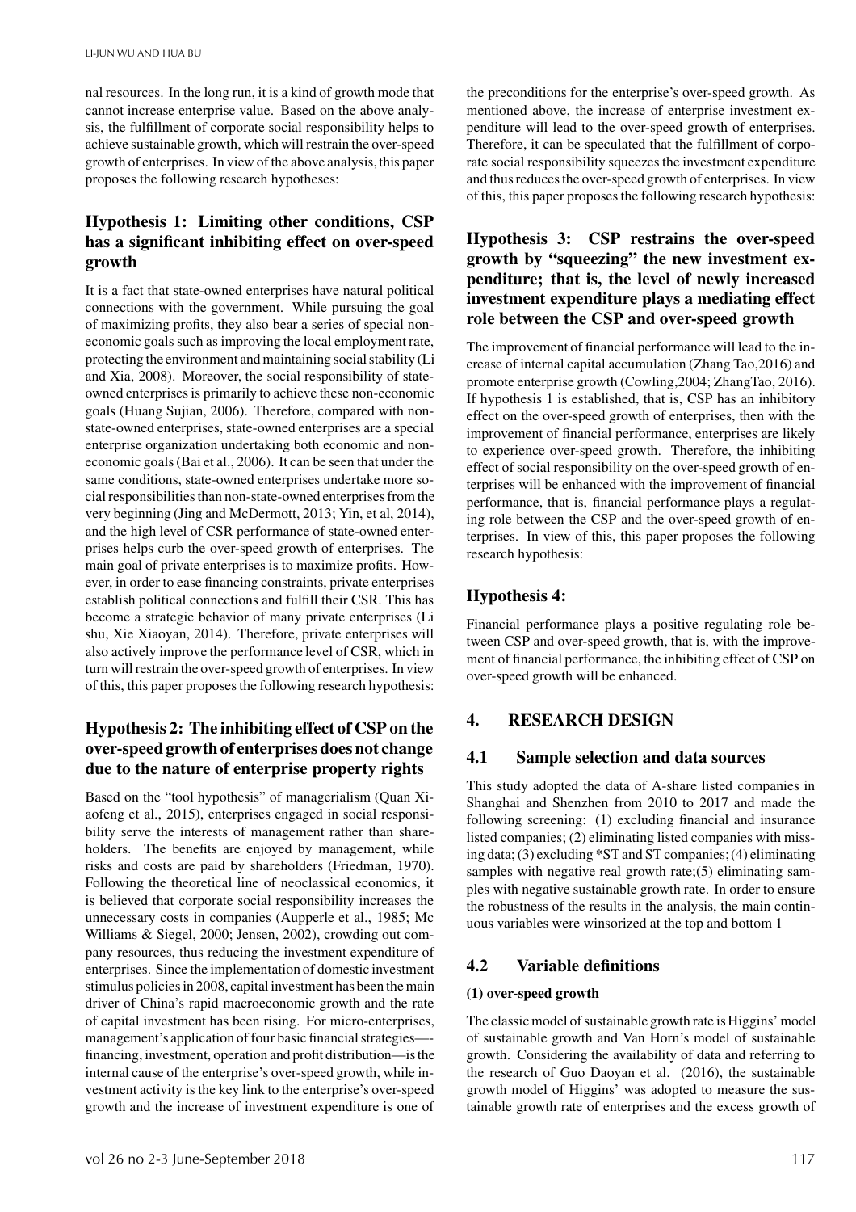nal resources. In the long run, it is a kind of growth mode that cannot increase enterprise value. Based on the above analysis, the fulfillment of corporate social responsibility helps to achieve sustainable growth, which will restrain the over-speed growth of enterprises. In view of the above analysis, this paper proposes the following research hypotheses:

### Hypothesis 1: Limiting other conditions, CSP has a significant inhibiting effect on over-speed growth

It is a fact that state-owned enterprises have natural political connections with the government. While pursuing the goal of maximizing profits, they also bear a series of special non-economic goals such as improving the local employment rate, protecting the environment and maintaining social stability (Li and Xia, 2008). Moreover, the social responsibility of state-owned enterprises is primarily to achieve these non-economic goals (Huang Sujian, 2006). Therefore, compared with non-state-owned enterprises, state-owned enterprises are a special enterprise organization undertaking both economic and non-economic goals (Bai et al., 2006). It can be seen that under the same conditions, state-owned enterprises undertake more social responsibilities than non-state-owned enterprises from the very beginning (Jing and McDermott, 2013; Yin, et al, 2014), and the high level of CSR performance of state-owned enterprises helps curb the over-speed growth of enterprises. The main goal of private enterprises is to maximize profits. However, in order to ease financing constraints, private enterprises establish political connections and fulfill their CSR. This has become a strategic behavior of many private enterprises (Li shu, Xie Xiaoyan, 2014). Therefore, private enterprises will also actively improve the performance level of CSR, which in turn will restrain the over-speed growth of enterprises. In view of this, this paper proposes the following research hypothesis:

### Hypothesis 2: The inhibiting effect of CSP on the over-speed growth of enterprises does not change due to the nature of enterprise property rights

Based on the "tool hypothesis" of managerialism (Quan Xiaofeng et al., 2015), enterprises engaged in social responsibility serve the interests of management rather than shareholders. The benefits are enjoyed by management, while risks and costs are paid by shareholders (Friedman, 1970). Following the theoretical line of neoclassical economics, it is believed that corporate social responsibility increases the unnecessary costs in companies (Aupperle et al., 1985; Mc Williams & Siegel, 2000; Jensen, 2002), crowding out company resources, thus reducing the investment expenditure of enterprises. Since the implementation of domestic investment stimulus policies in 2008, capital investment has been the main driver of China's rapid macroeconomic growth and the rate of capital investment has been rising. For micro-enterprises, management's application of four basic financial strategies—-financing, investment, operation and profit distribution—is the internal cause of the enterprise's over-speed growth, while investment activity is the key link to the enterprise's over-speed growth and the increase of investment expenditure is one of the preconditions for the enterprise's over-speed growth. As mentioned above, the increase of enterprise investment expenditure will lead to the over-speed growth of enterprises. Therefore, it can be speculated that the fulfillment of corporate social responsibility squeezes the investment expenditure and thus reduces the over-speed growth of enterprises. In view of this, this paper proposes the following research hypothesis:

### Hypothesis 3: CSP restrains the over-speed growth by "squeezing" the new investment expenditure; that is, the level of newly increased investment expenditure plays a mediating effect role between the CSP and over-speed growth

The improvement of financial performance will lead to the increase of internal capital accumulation (Zhang Tao,2016) and promote enterprise growth (Cowling,2004; ZhangTao, 2016). If hypothesis 1 is established, that is, CSP has an inhibitory effect on the over-speed growth of enterprises, then with the improvement of financial performance, enterprises are likely to experience over-speed growth. Therefore, the inhibiting effect of social responsibility on the over-speed growth of enterprises will be enhanced with the improvement of financial performance, that is, financial performance plays a regulating role between the CSP and the over-speed growth of enterprises. In view of this, this paper proposes the following research hypothesis:

### Hypothesis 4:

Financial performance plays a positive regulating role between CSP and over-speed growth, that is, with the improvement of financial performance, the inhibiting effect of CSP on over-speed growth will be enhanced.

## 4. RESEARCH DESIGN

### 4.1 Sample selection and data sources

This study adopted the data of A-share listed companies in Shanghai and Shenzhen from 2010 to 2017 and made the following screening: (1) excluding financial and insurance listed companies; (2) eliminating listed companies with missing data; (3) excluding *ST and ST companies; (4) eliminating samples with negative real growth rate;(5) eliminating samples with negative sustainable growth rate. In order to ensure the robustness of the results in the analysis, the main continuous variables were winsorized at the top and bottom 1

### 4.2 Variable definitions

#### (1) over-speed growth

The classic model of sustainable growth rate is Higgins' model of sustainable growth and Van Horn's model of sustainable growth. Considering the availability of data and referring to the research of Guo Daoyan et al. (2016), the sustainable growth model of Higgins' was adopted to measure the sustainable growth rate of enterprises and the excess growth of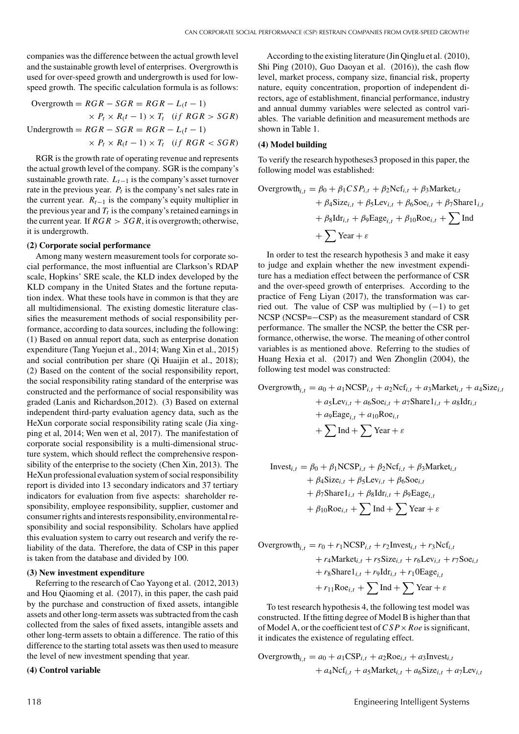companies was the difference between the actual growth level and the sustainable growth level of enterprises. Overgrowth is used for over-speed growth and undergrowth is used for low-speed growth. The specific calculation formula is as follows:

$$\text{Overgrowth} = RGR - SGR = RGR - L_(t-1) \times P_t \times R_(t-1) \times T_t \quad (if\ RGR > SGR)$$

$$\text{Undergrowth} = RGR - SGR = RGR - L_(t-1) \times P_t \times R_(t-1) \times T_t \quad (if\ RGR < SGR)$$

RGR is the growth rate of operating revenue and represents the actual growth level of the company. SGR is the company's sustainable growth rate. $L_{t-1}$ is the company's asset turnover rate in the previous year. $P_t$ is the company's net sales rate in the current year. $R_{t-1}$ is the company's equity multiplier in the previous year and $T_t$ is the company's retained earnings in the current year. If $RGR > SGR$, it is overgrowth; otherwise, it is undergrowth.

**(2) Corporate social performance**

Among many western measurement tools for corporate social performance, the most influential are Clarkson's RDAP scale, Hopkins' SRE scale, the KLD index developed by the KLD company in the United States and the fortune reputation index. What these tools have in common is that they are all multidimensional. The existing domestic literature classifies the measurement methods of social responsibility performance, according to data sources, including the following: (1) Based on annual report data, such as enterprise donation expenditure (Tang Yuejun et al., 2014; Wang Xin et al., 2015) and social contribution per share (Qi Huaijin et al., 2018); (2) Based on the content of the social responsibility report, the social responsibility rating standard of the enterprise was constructed and the performance of social responsibility was graded (Lanis and Richardson,2012). (3) Based on external independent third-party evaluation agency data, such as the HeXun corporate social responsibility rating scale (Jia xingping et al, 2014; Wen wen et al, 2017). The manifestation of corporate social responsibility is a multi-dimensional structure system, which should reflect the comprehensive responsibility of the enterprise to the society (Chen Xin, 2013). The HeXun professional evaluation system of social responsibility report is divided into 13 secondary indicators and 37 tertiary indicators for evaluation from five aspects: shareholder responsibility, employee responsibility, supplier, customer and consumer rights and interests responsibility, environmental responsibility and social responsibility. Scholars have applied this evaluation system to carry out research and verify the reliability of the data. Therefore, the data of CSP in this paper is taken from the database and divided by 100.

**(3) New investment expenditure**

Referring to the research of Cao Yayong et al. (2012, 2013) and Hou Qiaoming et al. (2017), in this paper, the cash paid by the purchase and construction of fixed assets, intangible assets and other long-term assets was subtracted from the cash collected from the sales of fixed assets, intangible assets and other long-term assets to obtain a difference. The ratio of this difference to the starting total assets was then used to measure the level of new investment spending that year.

**(4) Control variable**

According to the existing literature (Jin Qinglu et al. (2010), Shi Ping (2010), Guo Daoyan et al. (2016)), the cash flow level, market process, company size, financial risk, property nature, equity concentration, proportion of independent directors, age of establishment, financial performance, industry and annual dummy variables were selected as control variables. The variable definition and measurement methods are shown in Table 1.

**(4) Model building**

To verify the research hypotheses3 proposed in this paper, the following model was established:

$$\begin{aligned}\text{Overgrowth}_{i,t} = {} & \beta_0 + \beta_1 CSP_{i,t} + \beta_2\text{Ncf}_{i,t} + \beta_3\text{Market}_{i,t} \\ & + \beta_4\text{Size}_{i,t} + \beta_5\text{Lev}_{i,t} + \beta_6\text{Soe}_{i,t} + \beta_7\text{Share1}_{i,t} \\ & + \beta_8\text{Idr}_{i,t} + \beta_9\text{Eage}_{i,t} + \beta_{10}\text{Roe}_{i,t} + \sum\text{Ind} \\ & + \sum\text{Year} + \varepsilon\end{aligned}$$

In order to test the research hypothesis 3 and make it easy to judge and explain whether the new investment expenditure has a mediation effect between the performance of CSR and the over-speed growth of enterprises. According to the practice of Feng Liyan (2017), the transformation was carried out. The value of CSP was multiplied by $(-1)$ to get NCSP (NCSP=$-$CSP) as the measurement standard of CSR performance. The smaller the NCSP, the better the CSR performance, otherwise, the worse. The meaning of other control variables is as mentioned above. Referring to the studies of Huang Hexia et al. (2017) and Wen Zhonglin (2004), the following test model was constructed:

$$\begin{aligned}\text{Overgrowth}_{i,t} = {} & a_0 + a_1\text{NCSP}_{i,t} + a_2\text{Ncf}_{i,t} + a_3\text{Market}_{i,t} + a_4\text{Size}_{i,t} \\ & + a_5\text{Lev}_{i,t} + a_6\text{Soe}_{i,t} + a_7\text{Share1}_{i,t} + a_8\text{Idr}_{i,t} \\ & + a_9\text{Eage}_{i,t} + a_{10}\text{Roe}_{i,t} \\ & + \sum\text{Ind} + \sum\text{Year} + \varepsilon\end{aligned}$$

$$\begin{aligned}\text{Invest}_{i,t} = {} & \beta_0 + \beta_1\text{NCSP}_{i,t} + \beta_2\text{Ncf}_{i,t} + \beta_3\text{Market}_{i,t} \\ & + \beta_4\text{Size}_{i,t} + \beta_5\text{Lev}_{i,t} + \beta_6\text{Soe}_{i,t} \\ & + \beta_7\text{Share1}_{i,t} + \beta_8\text{Idr}_{i,t} + \beta_9\text{Eage}_{i,t} \\ & + \beta_{10}\text{Roe}_{i,t} + \sum\text{Ind} + \sum\text{Year} + \varepsilon\end{aligned}$$

$$\begin{aligned}\text{Overgrowth}_{i,t} = {} & r_0 + r_1\text{NCSP}_{i,t} + r_2\text{Invest}_{i,t} + r_3\text{Ncf}_{i,t} \\ & + r_4\text{Market}_{i,t} + r_5\text{Size}_{i,t} + r_6\text{Lev}_{i,t} + r_7\text{Soe}_{i,t} \\ & + r_8\text{Share1}_{i,t} + r_9\text{Idr}_{i,t} + r_10\text{Eage}_{i,t} \\ & + r_{11}\text{Roe}_{i,t} + \sum\text{Ind} + \sum\text{Year} + \varepsilon\end{aligned}$$

To test research hypothesis 4, the following test model was constructed. If the fitting degree of Model B is higher than that of Model A, or the coefficient test of $CSP \times Roe$ is significant, it indicates the existence of regulating effect.

$$\begin{aligned}\text{Overgrowth}_{i,t} = {} & a_0 + a_1\text{CSP}_{i,t} + a_2\text{Roe}_{i,t} + a_3\text{Invest}_{i,t} \\ & + a_4\text{Ncf}_{i,t} + a_5\text{Market}_{i,t} + a_6\text{Size}_{i,t} + a_7\text{Lev}_{i,t}\end{aligned}$$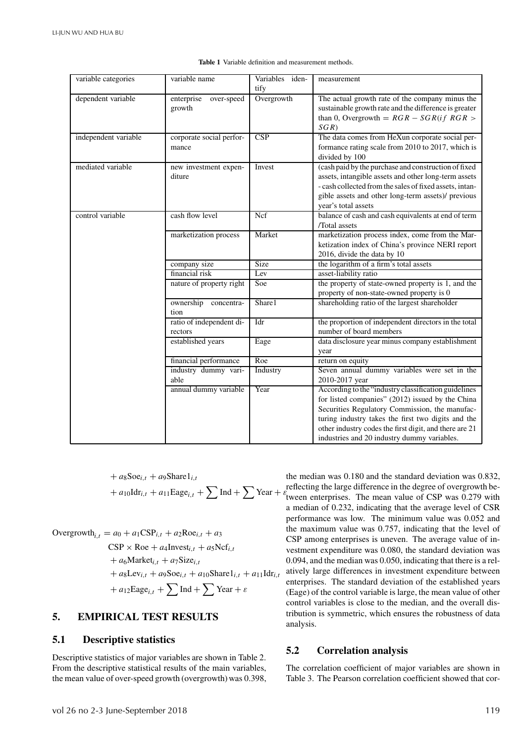**Table 1** Variable definition and measurement methods.

| variable categories | variable name | Variables identify | measurement |
|---|---|---|---|
| dependent variable | enterprise over-speed growth | Overgrowth | The actual growth rate of the company minus the sustainable growth rate and the difference is greater than 0, Overgrowth $= RGR - SGR(if\ RGR > SGR)$ |
| independent variable | corporate social performance | CSP | The data comes from HeXun corporate social performance rating scale from 2010 to 2017, which is divided by 100 |
| mediated variable | new investment expenditure | Invest | (cash paid by the purchase and construction of fixed assets, intangible assets and other long-term assets - cash collected from the sales of fixed assets, intangible assets and other long-term assets)/ previous year's total assets |
| control variable | cash flow level | Ncf | balance of cash and cash equivalents at end of term /Total assets |
| | marketization process | Market | marketization process index, come from the Marketization index of China's province NERI report 2016, divide the data by 10 |
| | company size | Size | the logarithm of a firm's total assets |
| | financial risk | Lev | asset-liability ratio |
| | nature of property right | Soe | the property of state-owned property is 1, and the property of non-state-owned property is 0 |
| | ownership concentration | Share1 | shareholding ratio of the largest shareholder |
| | ratio of independent directors | Idr | the proportion of independent directors in the total number of board members |
| | established years | Eage | data disclosure year minus company establishment year |
| | financial performance | Roe | return on equity |
| | industry dummy variable | Industry | Seven annual dummy variables were set in the 2010-2017 year |
| | annual dummy variable | Year | According to the "industry classification guidelines for listed companies" (2012) issued by the China Securities Regulatory Commission, the manufacturing industry takes the first two digits and the other industry codes the first digit, and there are 21 industries and 20 industry dummy variables. |

$$
\begin{aligned}
&+ a_8\text{Soe}_{i,t} + a_9\text{Share1}_{i,t} \\
&+ a_{10}\text{Idr}_{i,t} + a_{11}\text{Eage}_{i,t} + \sum \text{Ind} + \sum \text{Year} + \varepsilon
\end{aligned}
$$

$$
\begin{aligned}
\text{Overgrowth}_{i,t} = {} & a_0 + a_1\text{CSP}_{i,t} + a_2\text{Roe}_{i,t} + a_3 \\
& \text{CSP} \times \text{Roe} + a_4\text{Invest}_{i,t} + a_5\text{Ncf}_{i,t} \\
& + a_6\text{Market}_{i,t} + a_7\text{Size}_{i,t} \\
& + a_8\text{Lev}_{i,t} + a_9\text{Soe}_{i,t} + a_{10}\text{Share1}_{i,t} + a_{11}\text{Idr}_{i,t} \\
& + a_{12}\text{Eage}_{i,t} + \sum \text{Ind} + \sum \text{Year} + \varepsilon
\end{aligned}
$$

## 5. EMPIRICAL TEST RESULTS

### 5.1 Descriptive statistics

Descriptive statistics of major variables are shown in Table 2. From the descriptive statistical results of the main variables, the mean value of over-speed growth (overgrowth) was 0.398, the median was 0.180 and the standard deviation was 0.832, reflecting the large difference in the degree of overgrowth between enterprises. The mean value of CSP was 0.279 with a median of 0.232, indicating that the average level of CSR performance was low. The minimum value was 0.052 and the maximum value was 0.757, indicating that the level of CSP among enterprises is uneven. The average value of investment expenditure was 0.080, the standard deviation was 0.094, and the median was 0.050, indicating that there is a relatively large differences in investment expenditure between enterprises. The standard deviation of the established years (Eage) of the control variable is large, the mean value of other control variables is close to the median, and the overall distribution is symmetric, which ensures the robustness of data analysis.

### 5.2 Correlation analysis

The correlation coefficient of major variables are shown in Table 3. The Pearson correlation coefficient showed that cor-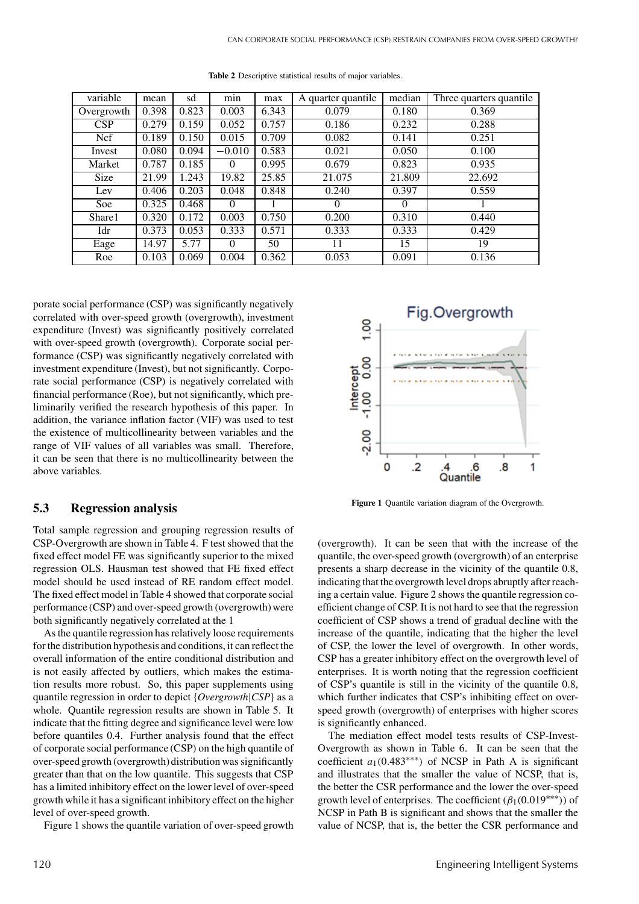**Table 2** Descriptive statistical results of major variables.

| variable | mean | sd | min | max | A quarter quantile | median | Three quarters quantile |
|---|---|---|---|---|---|---|---|
| Overgrowth | 0.398 | 0.823 | 0.003 | 6.343 | 0.079 | 0.180 | 0.369 |
| CSP | 0.279 | 0.159 | 0.052 | 0.757 | 0.186 | 0.232 | 0.288 |
| Ncf | 0.189 | 0.150 | 0.015 | 0.709 | 0.082 | 0.141 | 0.251 |
| Invest | 0.080 | 0.094 | −0.010 | 0.583 | 0.021 | 0.050 | 0.100 |
| Market | 0.787 | 0.185 | 0 | 0.995 | 0.679 | 0.823 | 0.935 |
| Size | 21.99 | 1.243 | 19.82 | 25.85 | 21.075 | 21.809 | 22.692 |
| Lev | 0.406 | 0.203 | 0.048 | 0.848 | 0.240 | 0.397 | 0.559 |
| Soe | 0.325 | 0.468 | 0 | 1 | 0 | 0 | 1 |
| Share1 | 0.320 | 0.172 | 0.003 | 0.750 | 0.200 | 0.310 | 0.440 |
| Idr | 0.373 | 0.053 | 0.333 | 0.571 | 0.333 | 0.333 | 0.429 |
| Eage | 14.97 | 5.77 | 0 | 50 | 11 | 15 | 19 |
| Roe | 0.103 | 0.069 | 0.004 | 0.362 | 0.053 | 0.091 | 0.136 |

porate social performance (CSP) was significantly negatively correlated with over-speed growth (overgrowth), investment expenditure (Invest) was significantly positively correlated with over-speed growth (overgrowth). Corporate social performance (CSP) was significantly negatively correlated with investment expenditure (Invest), but not significantly. Corporate social performance (CSP) is negatively correlated with financial performance (Roe), but not significantly, which preliminarily verified the research hypothesis of this paper. In addition, the variance inflation factor (VIF) was used to test the existence of multicollinearity between variables and the range of VIF values of all variables was small. Therefore, it can be seen that there is no multicollinearity between the above variables.

### 5.3 Regression analysis

Total sample regression and grouping regression results of CSP-Overgrowth are shown in Table 4. F test showed that the fixed effect model FE was significantly superior to the mixed regression OLS. Hausman test showed that FE fixed effect model should be used instead of RE random effect model. The fixed effect model in Table 4 showed that corporate social performance (CSP) and over-speed growth (overgrowth) were both significantly negatively correlated at the 1

As the quantile regression has relatively loose requirements for the distribution hypothesis and conditions, it can reflect the overall information of the entire conditional distribution and is not easily affected by outliers, which makes the estimation results more robust. So, this paper supplements using quantile regression in order to depict {*Overgrowth*|*CSP*} as a whole. Quantile regression results are shown in Table 5. It indicate that the fitting degree and significance level were low before quantiles 0.4. Further analysis found that the effect of corporate social performance (CSP) on the high quantile of over-speed growth (overgrowth) distribution was significantly greater than that on the low quantile. This suggests that CSP has a limited inhibitory effect on the lower level of over-speed growth while it has a significant inhibitory effect on the higher level of over-speed growth.

Figure 1 shows the quantile variation of over-speed growth

**Figure 1** Quantile variation diagram of the Overgrowth.

(overgrowth). It can be seen that with the increase of the quantile, the over-speed growth (overgrowth) of an enterprise presents a sharp decrease in the vicinity of the quantile 0.8, indicating that the overgrowth level drops abruptly after reaching a certain value. Figure 2 shows the quantile regression coefficient change of CSP. It is not hard to see that the regression coefficient of CSP shows a trend of gradual decline with the increase of the quantile, indicating that the higher the level of CSP, the lower the level of overgrowth. In other words, CSP has a greater inhibitory effect on the overgrowth level of enterprises. It is worth noting that the regression coefficient of CSP's quantile is still in the vicinity of the quantile 0.8, which further indicates that CSP's inhibiting effect on over-speed growth (overgrowth) of enterprises with higher scores is significantly enhanced.

The mediation effect model tests results of CSP-Invest-Overgrowth as shown in Table 6. It can be seen that the coefficient $a_1(0.483^{***})$ of NCSP in Path A is significant and illustrates that the smaller the value of NCSP, that is, the better the CSR performance and the lower the over-speed growth level of enterprises. The coefficient $(\beta_1(0.019^{***}))$ of NCSP in Path B is significant and shows that the smaller the value of NCSP, that is, the better the CSR performance and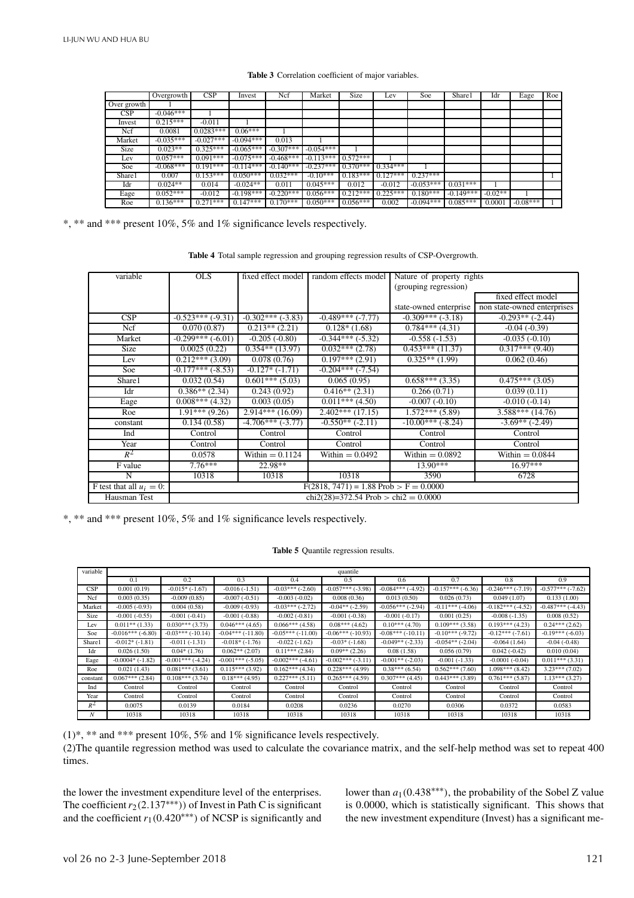**Table 3** Correlation coefficient of major variables.

| | Overgrowth | CSP | Invest | Ncf | Market | Size | Lev | Soe | Share1 | Idr | Eage | Roe |
|---|---|---|---|---|---|---|---|---|---|---|---|---|
| Over growth | 1 | | | | | | | | | | | |
| CSP | -0.046*** | 1 | | | | | | | | | | |
| Invest | 0.215*** | -0.011 | 1 | | | | | | | | | |
| Ncf | 0.0081 | 0.0283*** | 0.06*** | 1 | | | | | | | | |
| Market | -0.035*** | -0.027*** | -0.094*** | 0.013 | 1 | | | | | | | |
| Size | 0.023** | 0.325*** | -0.065*** | -0.307*** | -0.054*** | 1 | | | | | | |
| Lev | 0.057*** | 0.091*** | -0.075*** | -0.468*** | -0.113*** | 0.572*** | 1 | | | | | |
| Soe | -0.068*** | 0.191*** | -0.114*** | -0.140*** | -0.237*** | 0.370*** | 0.334*** | 1 | | | | |
| Share1 | 0.007 | 0.153*** | 0.050*** | 0.032*** | -0.10*** | 0.183*** | 0.127*** | 0.237*** | | | | 1 |
| Idr | 0.024** | 0.014 | -0.024** | 0.011 | 0.045*** | 0.012 | -0.012 | -0.053*** | 0.031*** | 1 | | |
| Eage | 0.052*** | -0.012 | -0.198*** | -0.220*** | 0.056*** | 0.212*** | 0.225*** | 0.180*** | -0.149*** | -0.02** | 1 | |
| Roe | 0.136*** | 0.271*** | 0.147*** | 0.170*** | 0.050*** | 0.056*** | 0.002 | -0.094*** | 0.085*** | 0.0001 | -0.08*** | 1 |

*, ** and *** present 10%, 5% and 1% significance levels respectively.

**Table 4** Total sample regression and grouping regression results of CSP-Overgrowth.

| variable | OLS | fixed effect model | random effects model | Nature of property rights (grouping regression) | |
|---|---|---|---|---|---|
| | | | | | fixed effect model |
| | | | | state-owned enterprise | non state-owned enterprises |
| CSP | -0.523*** (-9.31) | -0.302*** (-3.83) | -0.489*** (-7.77) | -0.309*** (-3.18) | -0.293** (-2.44) |
| Ncf | 0.070 (0.87) | 0.213** (2.21) | 0.128* (1.68) | 0.784*** (4.31) | -0.04 (-0.39) |
| Market | -0.299*** (-6.01) | -0.205 (-0.80) | -0.344*** (-5.32) | -0.558 (-1.53) | -0.035 (-0.10) |
| Size | 0.0025 (0.22) | 0.354** (13.97) | 0.032*** (2.78) | 0.453*** (11.37) | 0.317*** (9.40) |
| Lev | 0.212*** (3.09) | 0.078 (0.76) | 0.197*** (2.91) | 0.325** (1.99) | 0.062 (0.46) |
| Soe | -0.177*** (-8.53) | -0.127* (-1.71) | -0.204*** (-7.54) | | |
| Share1 | 0.032 (0.54) | 0.601*** (5.03) | 0.065 (0.95) | 0.658*** (3.35) | 0.475*** (3.05) |
| Idr | 0.386** (2.34) | 0.243 (0.92) | 0.416** (2.31) | 0.266 (0.71) | 0.039 (0.11) |
| Eage | 0.008*** (4.32) | 0.003 (0.05) | 0.011*** (4.50) | -0.007 (-0.10) | -0.010 (-0.14) |
| Roe | 1.91*** (9.26) | 2.914*** (16.09) | 2.402*** (17.15) | 1.572*** (5.89) | 3.588*** (14.76) |
| constant | 0.134 (0.58) | -4.706*** (-3.77) | -0.550** (-2.11) | -10.00*** (-8.24) | -3.69** (-2.49) |
| Ind | Control | Control | Control | Control | Control |
| Year | Control | Control | Control | Control | Control |
| $R^2$ | 0.0578 | Within = 0.1124 | Within = 0.0492 | Within = 0.0892 | Within = 0.0844 |
| F value | 7.76*** | 22.98** | | 13.90*** | 16.97*** |
| N | 10318 | 10318 | 10318 | 3590 | 6728 |
| F test that all $u_i = 0$: | F(2818, 7471) = 1.88 Prob > F = 0.0000 | | | | |
| Hausman Test | chi2(28)=372.54 Prob > chi2 = 0.0000 | | | | |

*, ** and *** present 10%, 5% and 1% significance levels respectively.

**Table 5** Quantile regression results.

| variable | quantile | | | | | | | | |
|---|---|---|---|---|---|---|---|---|---|
| | 0.1 | 0.2 | 0.3 | 0.4 | 0.5 | 0.6 | 0.7 | 0.8 | 0.9 |
| CSP | 0.001 (0.19) | -0.015* (-1.67) | -0.016 (-1.51) | -0.03*** (-2.60) | -0.057*** (-3.98) | -0.084*** (-4.92) | -0.157*** (-6.36) | -0.246*** (-7.19) | -0.577*** (-7.62) |
| Ncf | 0.003 (0.35) | -0.009 (0.85) | -0.007 (-0.51) | -0.003 (-0.02) | 0.008 (0.36) | 0.013 (0.50) | 0.026 (0.73) | 0.049 (1.07) | 0.133 (1.00) |
| Market | -0.005 (-0.93) | 0.004 (0.58) | -0.009 (-0.93) | -0.03*** (-2.72) | -0.04** (-2.59) | -0.056*** (-2.94) | -0.11*** (-4.06) | -0.182*** (-4.52) | -0.487*** (-4.43) |
| Size | -0.001 (-0.55) | -0.001 (-0.41) | -0.001 (-0.88) | -0.002 (-0.81) | -0.001 (-0.38) | -0.001 (-0.17) | 0.001 (0.25) | -0.008 (-1.35) | 0.008 (0.52) |
| Lev | 0.011** (1.33) | 0.030*** (3.73) | 0.046*** (4.65) | 0.066*** (4.58) | 0.08*** (4.62) | 0.10*** (4.70) | 0.109*** (3.58) | 0.193*** (4.23) | 0.24*** (2.62) |
| Soe | -0.016*** (-6.80) | -0.03*** (-10.14) | -0.04*** (-11.80) | -0.05*** (-11.00) | -0.06*** (-10.93) | -0.08*** (-10.11) | -0.10*** (-9.72) | -0.12*** (-7.61) | -0.19*** (-6.03) |
| Share1 | -0.012* (-1.81) | -0.011 (-1.31) | -0.018* (-1.76) | -0.022 (-1.62) | -0.03* (-1.68) | -0.049** (-2.33) | -0.054** (-2.04) | -0.064 (1.64) | -0.04 (-0.48) |
| Idr | 0.026 (1.50) | 0.04* (1.76) | 0.062** (2.07) | 0.11*** (2.84) | 0.09** (2.26) | 0.08 (1.58) | 0.056 (0.79) | 0.042 (-0.42) | 0.010 (0.04) |
| Eage | -0.0004* (-1.82) | -0.001*** (-4.24) | -0.001*** (-5.05) | -0.002*** (-4.61) | -0.002*** (-3.11) | -0.001** (-2.03) | -0.001 (-1.33) | -0.0001 (-0.04) | 0.011*** (3.31) |
| Roe | 0.021 (1.43) | 0.081*** (3.61) | 0.115*** (3.92) | 0.162*** (4.34) | 0.228*** (4.99) | 0.38*** (6.54) | 0.562*** (7.60) | 1.098*** (8.42) | 3.23*** (7.02) |
| constant | 0.067*** (2.84) | 0.108*** (3.74) | 0.18*** (4.95) | 0.227*** (5.11) | 0.265*** (4.59) | 0.307*** (4.45) | 0.443*** (3.89) | 0.761*** (5.87) | 1.13*** (3.27) |
| Ind | Control | Control | Control | Control | Control | Control | Control | Control | Control |
| Year | Control | Control | Control | Control | Control | Control | Control | Control | Control |
| $R^2$ | 0.0075 | 0.0139 | 0.0184 | 0.0208 | 0.0236 | 0.0270 | 0.0306 | 0.0372 | 0.0583 |
| $N$ | 10318 | 10318 | 10318 | 10318 | 10318 | 10318 | 10318 | 10318 | 10318 |

(1)*, ** and *** present 10%, 5% and 1% significance levels respectively.

(2)The quantile regression method was used to calculate the covariance matrix, and the self-help method was set to repeat 400 times.

the lower the investment expenditure level of the enterprises. The coefficient $r_2(2.137^{***})$) of Invest in Path C is significant and the coefficient $r_1(0.420^{***})$ of NCSP is significantly and lower than $a_1(0.438^{***})$, the probability of the Sobel Z value is 0.0000, which is statistically significant. This shows that the new investment expenditure (Invest) has a significant me-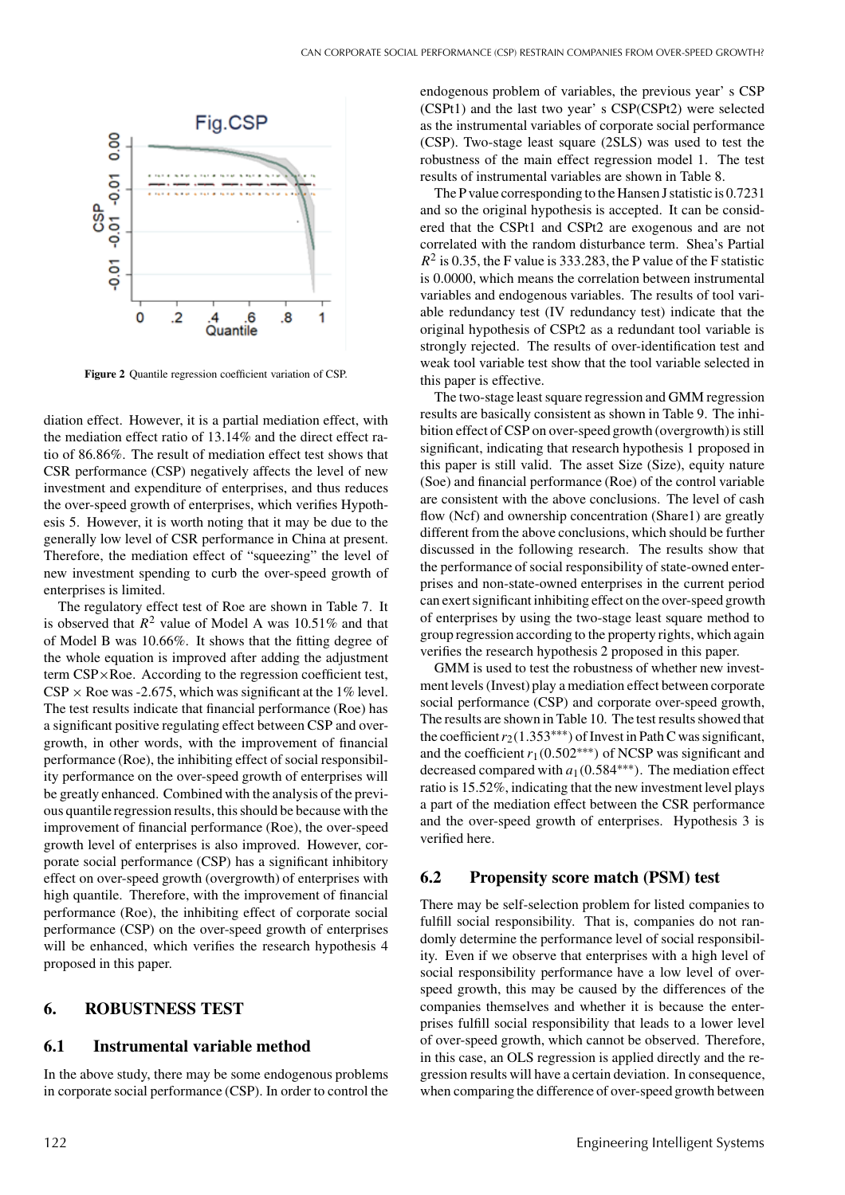Figure 2 Quantile regression coefficient variation of CSP.

diation effect. However, it is a partial mediation effect, with the mediation effect ratio of 13.14% and the direct effect ratio of 86.86%. The result of mediation effect test shows that CSR performance (CSP) negatively affects the level of new investment and expenditure of enterprises, and thus reduces the over-speed growth of enterprises, which verifies Hypothesis 5. However, it is worth noting that it may be due to the generally low level of CSR performance in China at present. Therefore, the mediation effect of "squeezing" the level of new investment spending to curb the over-speed growth of enterprises is limited.

The regulatory effect test of Roe are shown in Table 7. It is observed that $R^2$ value of Model A was 10.51% and that of Model B was 10.66%. It shows that the fitting degree of the whole equation is improved after adding the adjustment term CSP×Roe. According to the regression coefficient test, CSP × Roe was -2.675, which was significant at the 1% level. The test results indicate that financial performance (Roe) has a significant positive regulating effect between CSP and overgrowth, in other words, with the improvement of financial performance (Roe), the inhibiting effect of social responsibility performance on the over-speed growth of enterprises will be greatly enhanced. Combined with the analysis of the previous quantile regression results, this should be because with the improvement of financial performance (Roe), the over-speed growth level of enterprises is also improved. However, corporate social performance (CSP) has a significant inhibitory effect on over-speed growth (overgrowth) of enterprises with high quantile. Therefore, with the improvement of financial performance (Roe), the inhibiting effect of corporate social performance (CSP) on the over-speed growth of enterprises will be enhanced, which verifies the research hypothesis 4 proposed in this paper.

## 6. ROBUSTNESS TEST

### 6.1 Instrumental variable method

In the above study, there may be some endogenous problems in corporate social performance (CSP). In order to control the endogenous problem of variables, the previous year' s CSP (CSPt1) and the last two year' s CSP(CSPt2) were selected as the instrumental variables of corporate social performance (CSP). Two-stage least square (2SLS) was used to test the robustness of the main effect regression model 1. The test results of instrumental variables are shown in Table 8.

The P value corresponding to the Hansen J statistic is 0.7231 and so the original hypothesis is accepted. It can be considered that the CSPt1 and CSPt2 are exogenous and are not correlated with the random disturbance term. Shea's Partial $R^2$ is 0.35, the F value is 333.283, the P value of the F statistic is 0.0000, which means the correlation between instrumental variables and endogenous variables. The results of tool variable redundancy test (IV redundancy test) indicate that the original hypothesis of CSPt2 as a redundant tool variable is strongly rejected. The results of over-identification test and weak tool variable test show that the tool variable selected in this paper is effective.

The two-stage least square regression and GMM regression results are basically consistent as shown in Table 9. The inhibition effect of CSP on over-speed growth (overgrowth) is still significant, indicating that research hypothesis 1 proposed in this paper is still valid. The asset Size (Size), equity nature (Soe) and financial performance (Roe) of the control variable are consistent with the above conclusions. The level of cash flow (Ncf) and ownership concentration (Share1) are greatly different from the above conclusions, which should be further discussed in the following research. The results show that the performance of social responsibility of state-owned enterprises and non-state-owned enterprises in the current period can exert significant inhibiting effect on the over-speed growth of enterprises by using the two-stage least square method to group regression according to the property rights, which again verifies the research hypothesis 2 proposed in this paper.

GMM is used to test the robustness of whether new investment levels (Invest) play a mediation effect between corporate social performance (CSP) and corporate over-speed growth, The results are shown in Table 10. The test results showed that the coefficient $r_2(1.353^{***})$ of Invest in Path C was significant, and the coefficient $r_1(0.502^{***})$ of NCSP was significant and decreased compared with $a_1(0.584^{***})$. The mediation effect ratio is 15.52%, indicating that the new investment level plays a part of the mediation effect between the CSR performance and the over-speed growth of enterprises. Hypothesis 3 is verified here.

### 6.2 Propensity score match (PSM) test

There may be self-selection problem for listed companies to fulfill social responsibility. That is, companies do not randomly determine the performance level of social responsibility. Even if we observe that enterprises with a high level of social responsibility performance have a low level of over-speed growth, this may be caused by the differences of the companies themselves and whether it is because the enterprises fulfill social responsibility that leads to a lower level of over-speed growth, which cannot be observed. Therefore, in this case, an OLS regression is applied directly and the regression results will have a certain deviation. In consequence, when comparing the difference of over-speed growth between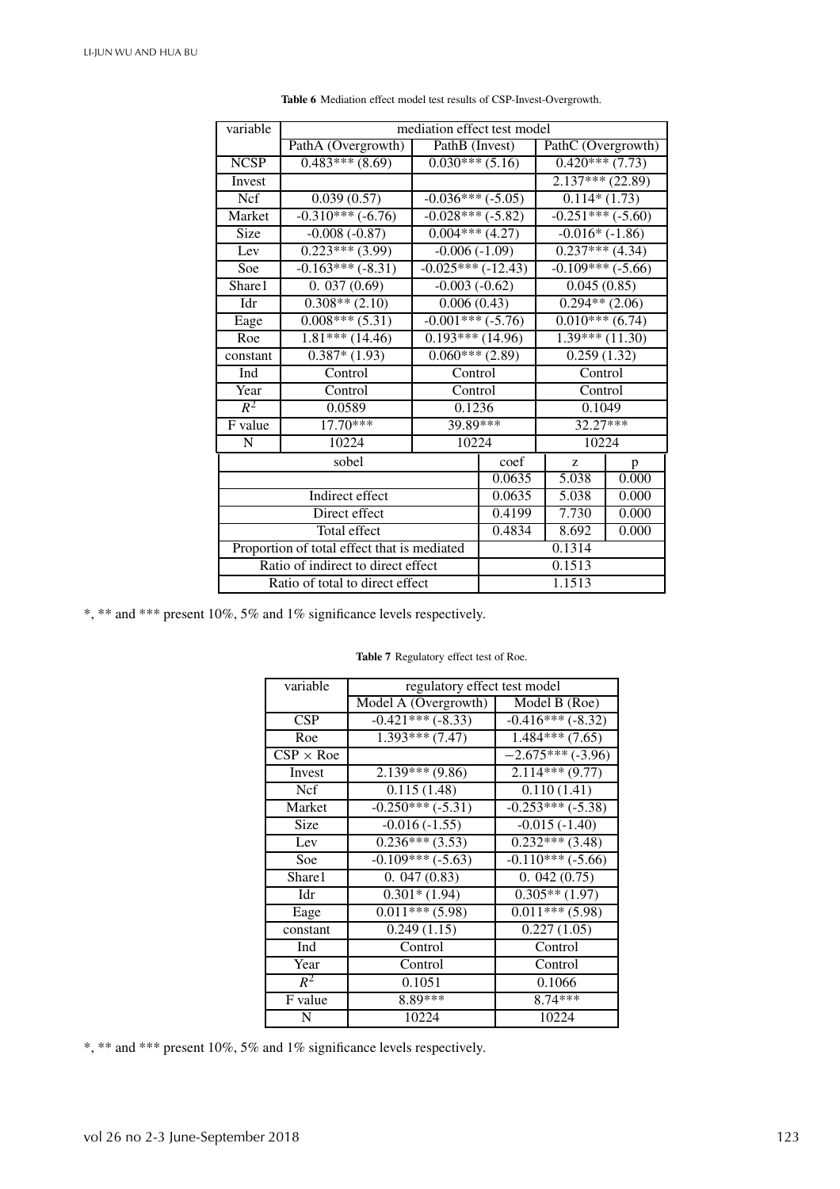**Table 6** Mediation effect model test results of CSP-Invest-Overgrowth.

| variable | mediation effect test model | | | | |
|---|---|---|---|---|---|
| | PathA (Overgrowth) | PathB (Invest) | PathC (Overgrowth) | | |
| NCSP | 0.483*** (8.69) | 0.030*** (5.16) | 0.420*** (7.73) | | |
| Invest | | | 2.137*** (22.89) | | |
| Ncf | 0.039 (0.57) | -0.036*** (-5.05) | 0.114* (1.73) | | |
| Market | -0.310*** (-6.76) | -0.028*** (-5.82) | -0.251*** (-5.60) | | |
| Size | -0.008 (-0.87) | 0.004*** (4.27) | -0.016* (-1.86) | | |
| Lev | 0.223*** (3.99) | -0.006 (-1.09) | 0.237*** (4.34) | | |
| Soe | -0.163*** (-8.31) | -0.025*** (-12.43) | -0.109*** (-5.66) | | |
| Share1 | 0. 037 (0.69) | -0.003 (-0.62) | 0.045 (0.85) | | |
| Idr | 0.308** (2.10) | 0.006 (0.43) | 0.294** (2.06) | | |
| Eage | 0.008*** (5.31) | -0.001*** (-5.76) | 0.010*** (6.74) | | |
| Roe | 1.81*** (14.46) | 0.193*** (14.96) | 1.39*** (11.30) | | |
| constant | 0.387* (1.93) | 0.060*** (2.89) | 0.259 (1.32) | | |
| Ind | Control | Control | Control | | |
| Year | Control | Control | Control | | |
| $R^2$ | 0.0589 | 0.1236 | 0.1049 | | |
| F value | 17.70*** | 39.89*** | 32.27*** | | |
| N | 10224 | 10224 | 10224 | | |
| sobel | | | coef | z | p |
| | | | 0.0635 | 5.038 | 0.000 |
| Indirect effect | | | 0.0635 | 5.038 | 0.000 |
| Direct effect | | | 0.4199 | 7.730 | 0.000 |
| Total effect | | | 0.4834 | 8.692 | 0.000 |
| Proportion of total effect that is mediated | | | 0.1314 | | |
| Ratio of indirect to direct effect | | | 0.1513 | | |
| Ratio of total to direct effect | | | 1.1513 | | |

*, ** and *** present 10%, 5% and 1% significance levels respectively.

**Table 7** Regulatory effect test of Roe.

| variable | regulatory effect test model | |
|---|---|---|
| | Model A (Overgrowth) | Model B (Roe) |
| CSP | -0.421*** (-8.33) | -0.416*** (-8.32) |
| Roe | 1.393*** (7.47) | 1.484*** (7.65) |
| CSP × Roe | | −2.675*** (-3.96) |
| Invest | 2.139*** (9.86) | 2.114*** (9.77) |
| Ncf | 0.115 (1.48) | 0.110 (1.41) |
| Market | -0.250*** (-5.31) | -0.253*** (-5.38) |
| Size | -0.016 (-1.55) | -0.015 (-1.40) |
| Lev | 0.236*** (3.53) | 0.232*** (3.48) |
| Soe | -0.109*** (-5.63) | -0.110*** (-5.66) |
| Share1 | 0. 047 (0.83) | 0. 042 (0.75) |
| Idr | 0.301* (1.94) | 0.305** (1.97) |
| Eage | 0.011*** (5.98) | 0.011*** (5.98) |
| constant | 0.249 (1.15) | 0.227 (1.05) |
| Ind | Control | Control |
| Year | Control | Control |
| $R^2$ | 0.1051 | 0.1066 |
| F value | 8.89*** | 8.74*** |
| N | 10224 | 10224 |

*, ** and *** present 10%, 5% and 1% significance levels respectively.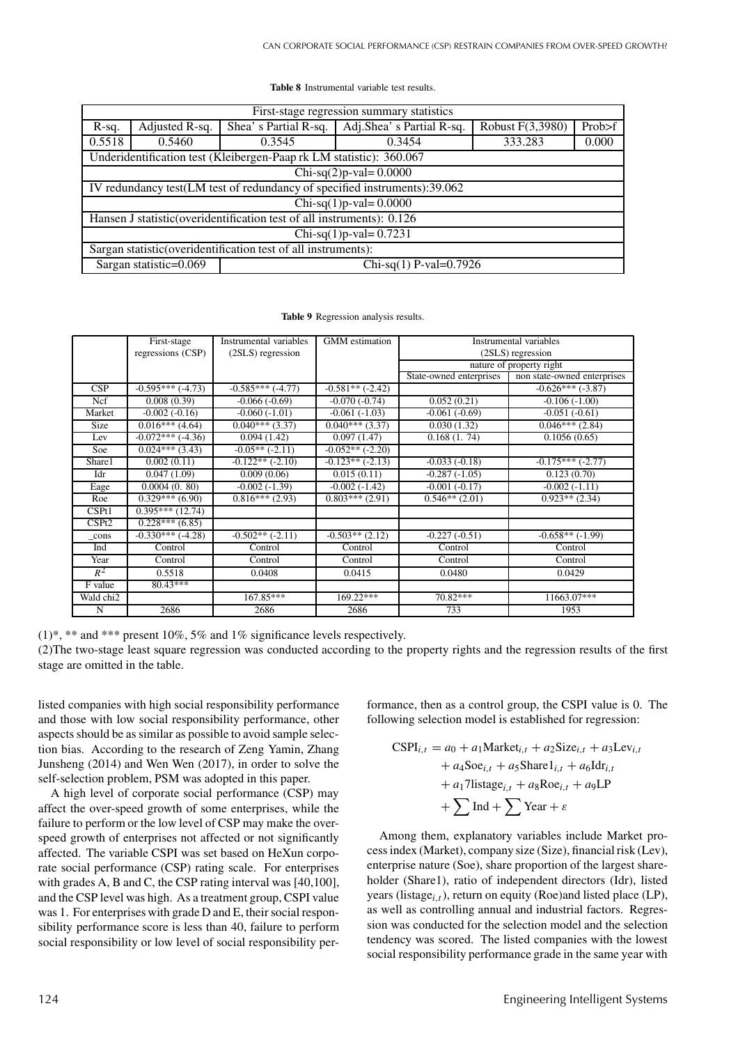**Table 8** Instrumental variable test results.

| First-stage regression summary statistics | | | | | |
|---|---|---|---|---|---|
| R-sq. | Adjusted R-sq. | Shea' s Partial R-sq. | Adj.Shea' s Partial R-sq. | Robust F(3,3980) | Prob>f |
| 0.5518 | 0.5460 | 0.3545 | 0.3454 | 333.283 | 0.000 |
| Underidentification test (Kleibergen-Paap rk LM statistic): 360.067 | | | | | |
| Chi-sq(2)p-val= 0.0000 | | | | | |
| IV redundancy test(LM test of redundancy of specified instruments):39.062 | | | | | |
| Chi-sq(1)p-val= 0.0000 | | | | | |
| Hansen J statistic(overidentification test of all instruments): 0.126 | | | | | |
| Chi-sq(1)p-val= 0.7231 | | | | | |
| Sargan statistic(overidentification test of all instruments): | | | | | |
| Sargan statistic=0.069 | Chi-sq(1) P-val=0.7926 | | | | |

**Table 9** Regression analysis results.

| | First-stage regressions (CSP) | Instrumental variables (2SLS) regression | GMM estimation | Instrumental variables (2SLS) regression | |
|---|---|---|---|---|---|
| | | | | nature of property right | |
| | | | | State-owned enterprises | non state-owned enterprises |
| CSP | -0.595*** (-4.73) | -0.585*** (-4.77) | -0.581** (-2.42) | | -0.626*** (-3.87) |
| Ncf | 0.008 (0.39) | -0.066 (-0.69) | -0.070 (-0.74) | 0.052 (0.21) | -0.106 (-1.00) |
| Market | -0.002 (-0.16) | -0.060 (-1.01) | -0.061 (-1.03) | -0.061 (-0.69) | -0.051 (-0.61) |
| Size | 0.016*** (4.64) | 0.040*** (3.37) | 0.040*** (3.37) | 0.030 (1.32) | 0.046*** (2.84) |
| Lev | -0.072*** (-4.36) | 0.094 (1.42) | 0.097 (1.47) | 0.168 (1. 74) | 0.1056 (0.65) |
| Soe | 0.024*** (3.43) | -0.05** (-2.11) | -0.052** (-2.20) | | |
| Share1 | 0.002 (0.11) | -0.122** (-2.10) | -0.123** (-2.13) | -0.033 (-0.18) | -0.175*** (-2.77) |
| Idr | 0.047 (1.09) | 0.009 (0.06) | 0.015 (0.11) | -0.287 (-1.05) | 0.123 (0.70) |
| Eage | 0.0004 (0. 80) | -0.002 (-1.39) | -0.002 (-1.42) | -0.001 (-0.17) | -0.002 (-1.11) |
| Roe | 0.329*** (6.90) | 0.816*** (2.93) | 0.803*** (2.91) | 0.546** (2.01) | 0.923** (2.34) |
| CSPt1 | 0.395*** (12.74) | | | | |
| CSPt2 | 0.228*** (6.85) | | | | |
| _cons | -0.330*** (-4.28) | -0.502** (-2.11) | -0.503** (2.12) | -0.227 (-0.51) | -0.658** (-1.99) |
| Ind | Control | Control | Control | Control | Control |
| Year | Control | Control | Control | Control | Control |
| $R^2$ | 0.5518 | 0.0408 | 0.0415 | 0.0480 | 0.0429 |
| F value | 80.43*** | | | | |
| Wald chi2 | | 167.85*** | 169.22*** | 70.82*** | 11663.07*** |
| N | 2686 | 2686 | 2686 | 733 | 1953 |

(1)*, ** and *** present 10%, 5% and 1% significance levels respectively.
(2)The two-stage least square regression was conducted according to the property rights and the regression results of the first stage are omitted in the table.

listed companies with high social responsibility performance and those with low social responsibility performance, other aspects should be as similar as possible to avoid sample selection bias. According to the research of Zeng Yamin, Zhang Junsheng (2014) and Wen Wen (2017), in order to solve the self-selection problem, PSM was adopted in this paper.

A high level of corporate social performance (CSP) may affect the over-speed growth of some enterprises, while the failure to perform or the low level of CSP may make the over-speed growth of enterprises not affected or not significantly affected. The variable CSPI was set based on HeXun corporate social performance (CSP) rating scale. For enterprises with grades A, B and C, the CSP rating interval was [40,100], and the CSP level was high. As a treatment group, CSPI value was 1. For enterprises with grade D and E, their social responsibility performance score is less than 40, failure to perform social responsibility or low level of social responsibility performance, then as a control group, the CSPI value is 0. The following selection model is established for regression:

$$
\begin{aligned}
\text{CSPI}_{i,t} &= a_0 + a_1\text{Market}_{i,t} + a_2\text{Size}_{i,t} + a_3\text{Lev}_{i,t} \\
&\quad + a_4\text{Soe}_{i,t} + a_5\text{Share1}_{i,t} + a_6\text{Idr}_{i,t} \\
&\quad + a_17\text{listage}_{i,t} + a_8\text{Roe}_{i,t} + a_9\text{LP} \\
&\quad + \sum \text{Ind} + \sum \text{Year} + \varepsilon
\end{aligned}
$$

Among them, explanatory variables include Market process index (Market), company size (Size), financial risk (Lev), enterprise nature (Soe), share proportion of the largest shareholder (Share1), ratio of independent directors (Idr), listed years (listage$_{i,t}$), return on equity (Roe)and listed place (LP), as well as controlling annual and industrial factors. Regression was conducted for the selection model and the selection tendency was scored. The listed companies with the lowest social responsibility performance grade in the same year with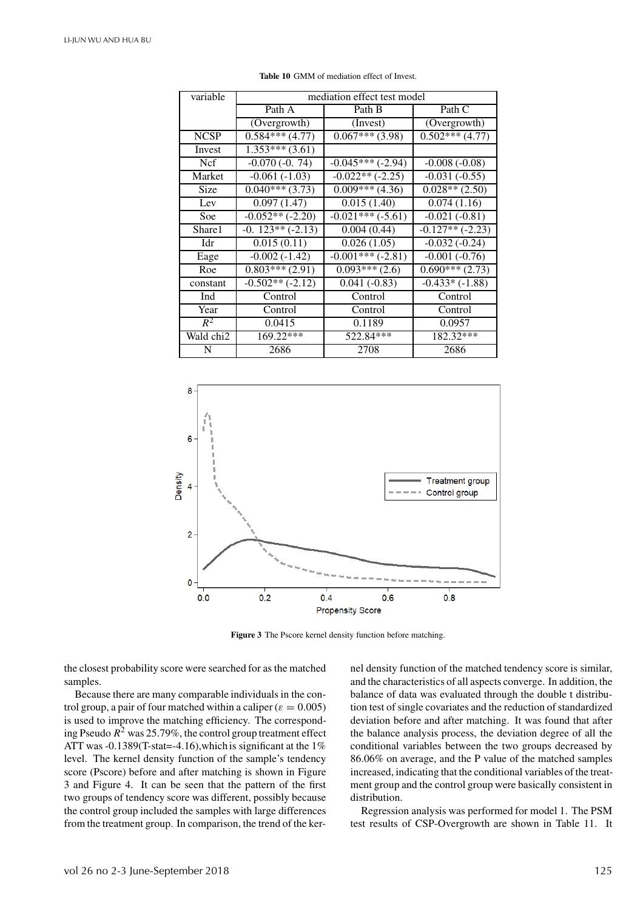**Table 10** GMM of mediation effect of Invest.

| variable | mediation effect test model | | |
|---|---|---|---|
| | Path A | Path B | Path C |
| | (Overgrowth) | (Invest) | (Overgrowth) |
| NCSP | 0.584*** (4.77) | 0.067*** (3.98) | 0.502*** (4.77) |
| Invest | 1.353*** (3.61) | | |
| Ncf | -0.070 (-0. 74) | -0.045*** (-2.94) | -0.008 (-0.08) |
| Market | -0.061 (-1.03) | -0.022** (-2.25) | -0.031 (-0.55) |
| Size | 0.040*** (3.73) | 0.009*** (4.36) | 0.028** (2.50) |
| Lev | 0.097 (1.47) | 0.015 (1.40) | 0.074 (1.16) |
| Soe | -0.052** (-2.20) | -0.021*** (-5.61) | -0.021 (-0.81) |
| Share1 | -0. 123** (-2.13) | 0.004 (0.44) | -0.127** (-2.23) |
| Idr | 0.015 (0.11) | 0.026 (1.05) | -0.032 (-0.24) |
| Eage | -0.002 (-1.42) | -0.001*** (-2.81) | -0.001 (-0.76) |
| Roe | 0.803*** (2.91) | 0.093*** (2.6) | 0.690*** (2.73) |
| constant | -0.502** (-2.12) | 0.041 (-0.83) | -0.433* (-1.88) |
| Ind | Control | Control | Control |
| Year | Control | Control | Control |
| $R^2$ | 0.0415 | 0.1189 | 0.0957 |
| Wald chi2 | 169.22*** | 522.84*** | 182.32*** |
| N | 2686 | 2708 | 2686 |

**Figure 3** The Pscore kernel density function before matching.

the closest probability score were searched for as the matched samples.

Because there are many comparable individuals in the control group, a pair of four matched within a caliper ($\varepsilon = 0.005$) is used to improve the matching efficiency. The corresponding Pseudo $R^2$ was 25.79%, the control group treatment effect ATT was -0.1389(T-stat=-4.16),which is significant at the 1% level. The kernel density function of the sample's tendency score (Pscore) before and after matching is shown in Figure 3 and Figure 4. It can be seen that the pattern of the first two groups of tendency score was different, possibly because the control group included the samples with large differences from the treatment group. In comparison, the trend of the kernel density function of the matched tendency score is similar, and the characteristics of all aspects converge. In addition, the balance of data was evaluated through the double t distribution test of single covariates and the reduction of standardized deviation before and after matching. It was found that after the balance analysis process, the deviation degree of all the conditional variables between the two groups decreased by 86.06% on average, and the P value of the matched samples increased, indicating that the conditional variables of the treatment group and the control group were basically consistent in distribution.

Regression analysis was performed for model 1. The PSM test results of CSP-Overgrowth are shown in Table 11. It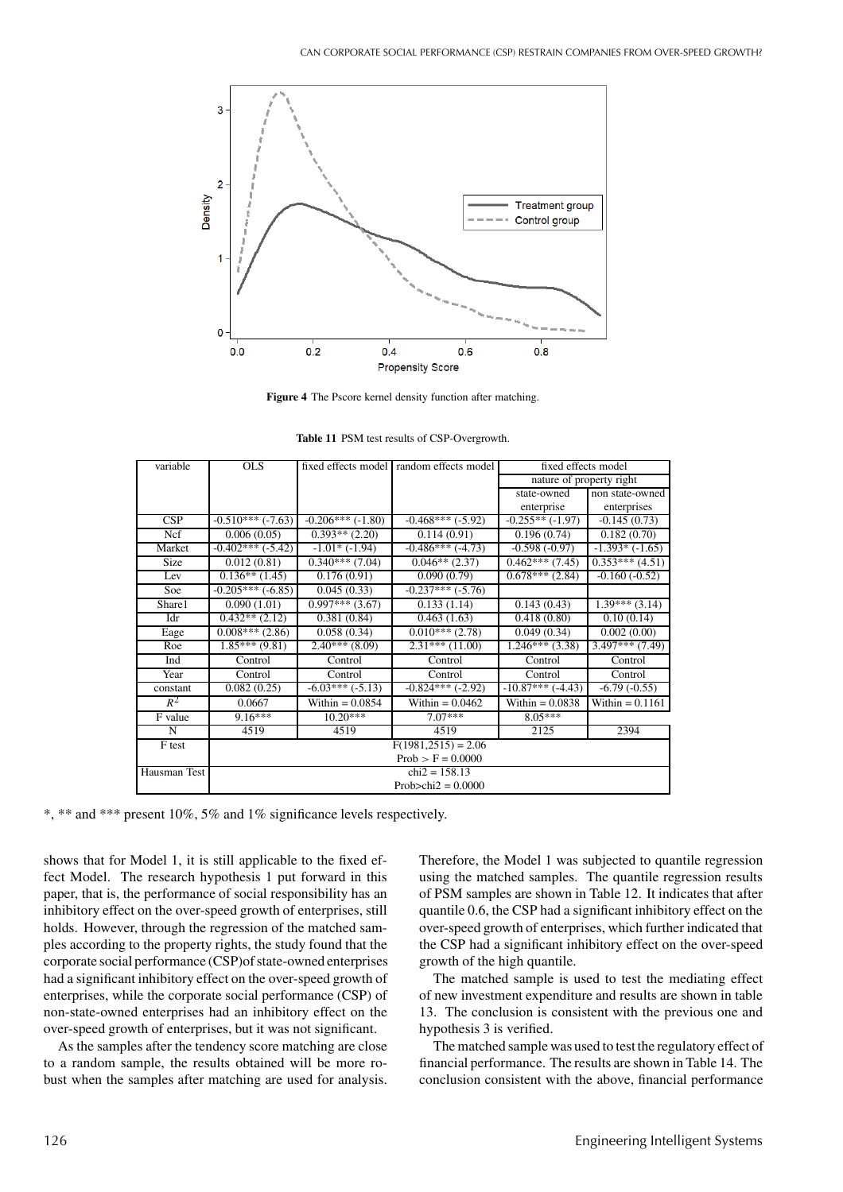**Figure 4** The Pscore kernel density function after matching.

**Table 11** PSM test results of CSP-Overgrowth.

| variable | OLS | fixed effects model | random effects model | fixed effects model | |
|---|---|---|---|---|---|
| | | | | nature of property right | |
| | | | | state-owned enterprise | non state-owned enterprises |
| CSP | -0.510*** (-7.63) | -0.206*** (-1.80) | -0.468*** (-5.92) | -0.255** (-1.97) | -0.145 (0.73) |
| Ncf | 0.006 (0.05) | 0.393** (2.20) | 0.114 (0.91) | 0.196 (0.74) | 0.182 (0.70) |
| Market | -0.402*** (-5.42) | -1.01* (-1.94) | -0.486*** (-4.73) | -0.598 (-0.97) | -1.393* (-1.65) |
| Size | 0.012 (0.81) | 0.340*** (7.04) | 0.046** (2.37) | 0.462*** (7.45) | 0.353*** (4.51) |
| Lev | 0.136** (1.45) | 0.176 (0.91) | 0.090 (0.79) | 0.678*** (2.84) | -0.160 (-0.52) |
| Soe | -0.205*** (-6.85) | 0.045 (0.33) | -0.237*** (-5.76) | | |
| Share1 | 0.090 (1.01) | 0.997*** (3.67) | 0.133 (1.14) | 0.143 (0.43) | 1.39*** (3.14) |
| Idr | 0.432** (2.12) | 0.381 (0.84) | 0.463 (1.63) | 0.418 (0.80) | 0.10 (0.14) |
| Eage | 0.008*** (2.86) | 0.058 (0.34) | 0.010*** (2.78) | 0.049 (0.34) | 0.002 (0.00) |
| Roe | 1.85*** (9.81) | 2.40*** (8.09) | 2.31*** (11.00) | 1.246*** (3.38) | 3.497*** (7.49) |
| Ind | Control | Control | Control | Control | Control |
| Year | Control | Control | Control | Control | Control |
| constant | 0.082 (0.25) | -6.03*** (-5.13) | -0.824*** (-2.92) | -10.87*** (-4.43) | -6.79 (-0.55) |
| $R^2$ | 0.0667 | Within = 0.0854 | Within = 0.0462 | Within = 0.0838 | Within = 0.1161 |
| F value | 9.16*** | 10.20*** | 7.07*** | 8.05*** | |
| N | 4519 | 4519 | 4519 | 2125 | 2394 |
| F test | F(1981,2515) = 2.06 Prob > F = 0.0000 | | | | |
| Hausman Test | chi2 = 158.13 Prob>chi2 = 0.0000 | | | | |

*, ** and *** present 10%, 5% and 1% significance levels respectively.

shows that for Model 1, it is still applicable to the fixed effect Model. The research hypothesis 1 put forward in this paper, that is, the performance of social responsibility has an inhibitory effect on the over-speed growth of enterprises, still holds. However, through the regression of the matched samples according to the property rights, the study found that the corporate social performance (CSP)of state-owned enterprises had a significant inhibitory effect on the over-speed growth of enterprises, while the corporate social performance (CSP) of non-state-owned enterprises had an inhibitory effect on the over-speed growth of enterprises, but it was not significant.

As the samples after the tendency score matching are close to a random sample, the results obtained will be more robust when the samples after matching are used for analysis. Therefore, the Model 1 was subjected to quantile regression using the matched samples. The quantile regression results of PSM samples are shown in Table 12. It indicates that after quantile 0.6, the CSP had a significant inhibitory effect on the over-speed growth of enterprises, which further indicated that the CSP had a significant inhibitory effect on the over-speed growth of the high quantile.

The matched sample is used to test the mediating effect of new investment expenditure and results are shown in table 13. The conclusion is consistent with the previous one and hypothesis 3 is verified.

The matched sample was used to test the regulatory effect of financial performance. The results are shown in Table 14. The conclusion consistent with the above, financial performance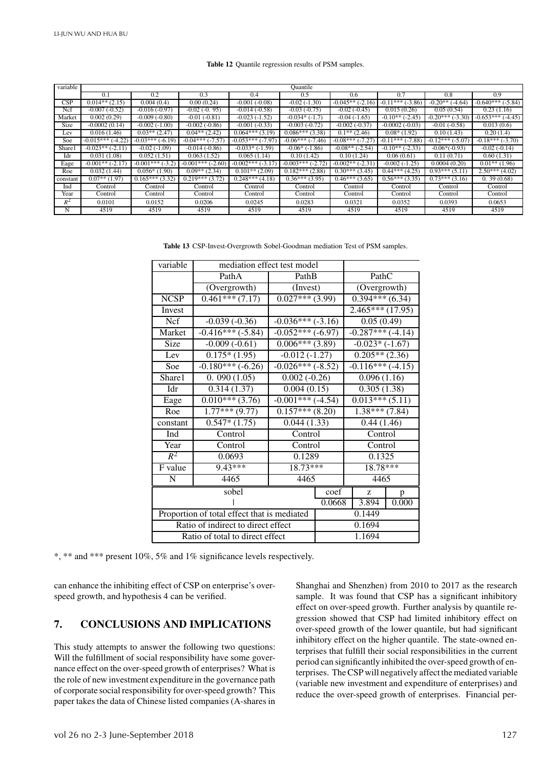**Table 12** Quantile regression results of PSM samples.

| variable | Quantile | | | | | | | | |
|---|---|---|---|---|---|---|---|---|---|
| | 0.1 | 0.2 | 0.3 | 0.4 | 0.5 | 0.6 | 0.7 | 0.8 | 0.9 |
| CSP | 0.014** (2.15) | 0.004 (0.4) | 0.00 (0.24) | -0.001 (-0.08) | -0.02 (-1.30) | -0.045** (-2.16) | -0.11*** (-3.86) | -0.20** (-4.64) | -0.640*** (-5.84) |
| Ncf | -0.007 (-0.52) | -0.016 (-0.97) | -0.02 (-0. 95) | -0.014 (-0.58) | -0.03 (-0.75) | -0.02 (-0.45) | 0.015 (0.26) | 0.05 (0.54) | 0.23 (1.16) |
| Market | 0.002 (0.29) | -0.009 (-0.80) | -0.01 (-0.81) | -0.023 (-1.52) | -0.034* (-1.7) | -0.04 (-1.65) | -0.10** (-2.45) | -0.20*** (-3.30) | -0.653*** (-4.45) |
| Size | -0.0002 (0.14) | -0.002 (-1.00) | -0.002 (-0.86) | -0.001 (-0.33) | -0.003 (-0.72) | -0.002 (-0.37) | -0.0002 (-0.03) | -0.01 (-0.58) | 0.013 (0.6) |
| Lev | 0.016 (1.46) | 0.03** (2.47) | 0.04** (2.42) | 0.064*** (3.19) | 0.086*** (3.38) | 0.1** (2.46) | 0.08* (1.92) | 0.10 (1.43) | 0.20 (1.4) |
| Soe | -0.015*** (-4.22) | -0.03*** (-6.19) | -0.04*** (-7.57) | -0.053*** (-7.97) | -0.06*** (-7.46) | -0.08*** (-7.27) | -0.11*** (-7.88) | -0.12*** (-5.07) | -0.18*** (-3.70) |
| Share1 | -0.023** (-2.11) | -0.02 (-1.09) | -0.014 (-0.86) | -0.033* (-1.59) | -0.06* (-1.86) | -0.08** (-2.54) | -0.10** (-2.33) | -0.06*(-0.93) | -0.02 (-0.14) |
| Idr | 0.031 (1.08) | 0.052 (1.51) | 0.063 (1.52) | 0.065 (1.14) | 0.10 (1.42) | 0.10 (1.24) | 0.06 (0.61) | 0.11 (0.71) | 0.60 (1.31) |
| Eage | -0.001** (-2.17) | -0.001*** (-3.2) | -0.001*** (-2.60) | -0.002*** (-3.17) | -0.003*** (-2.72) | -0.002** (-2.31) | -0.002 (-1.25) | 0.0004 (0.20) | 0.01** (1.96) |
| Roe | 0.032 (1.44) | 0.056* (1.90) | 0.09** (2.34) | 0.101** (2.09) | 0.182*** (2.88) | 0.30*** (3.45) | 0.44*** (4.25) | 0.93*** (5.11) | 2.50*** (4.02) |
| constant | 0.07** (1.97) | 0.165*** (3.32) | 0.219*** (3.72) | 0.248*** (4.18) | 0.36*** (3.95) | 0.46*** (3.65) | 0.56*** (3.35) | 0.73*** (3.16) | 0. 39 (0.68) |
| Ind | Control | Control | Control | Control | Control | Control | Control | Control | Control |
| Year | Control | Control | Control | Control | Control | Control | Control | Control | Control |
| $R^2$ | 0.0101 | 0.0152 | 0.0206 | 0.0245 | 0.0283 | 0.0321 | 0.0352 | 0.0393 | 0.0653 |
| N | 4519 | 4519 | 4519 | 4519 | 4519 | 4519 | 4519 | 4519 | 4519 |

**Table 13** CSP-Invest-Overgrowth Sobel-Goodman mediation Test of PSM samples.

| variable | mediation effect test model | | | |
|---|---|---|---|---|
| | PathA | PathB | PathC | |
| | (Overgrowth) | (Invest) | (Overgrowth) | |
| NCSP | 0.461*** (7.17) | 0.027*** (3.99) | 0.394*** (6.34) | |
| Invest | | | 2.465*** (17.95) | |
| Ncf | -0.039 (-0.36) | -0.036*** (-3.16) | 0.05 (0.49) | |
| Market | -0.416*** (-5.84) | -0.052*** (-6.97) | -0.287*** (-4.14) | |
| Size | -0.009 (-0.61) | 0.006*** (3.89) | -0.023* (-1.67) | |
| Lev | 0.175* (1.95) | -0.012 (-1.27) | 0.205** (2.36) | |
| Soe | -0.180*** (-6.26) | -0.026*** (-8.52) | -0.116*** (-4.15) | |
| Share1 | 0. 090 (1.05) | 0.002 (-0.26) | 0.096 (1.16) | |
| Idr | 0.314 (1.37) | 0.004 (0.15) | 0.305 (1.38) | |
| Eage | 0.010*** (3.76) | -0.001*** (-4.54) | 0.013*** (5.11) | |
| Roe | 1.77*** (9.77) | 0.157*** (8.20) | 1.38*** (7.84) | |
| constant | 0.547* (1.75) | 0.044 (1.33) | 0.44 (1.46) | |
| Ind | Control | Control | Control | |
| Year | Control | Control | Control | |
| $R^2$ | 0.0693 | 0.1289 | 0.1325 | |
| F value | 9.43*** | 18.73*** | 18.78*** | |
| N | 4465 | 4465 | 4465 | |
| sobel | | coef | z | p |
| \| | | 0.0668 | 3.894 | 0.000 |
| Proportion of total effect that is mediated | | 0.1449 | | |
| Ratio of indirect to direct effect | | 0.1694 | | |
| Ratio of total to direct effect | | 1.1694 | | |

*, ** and *** present 10%, 5% and 1% significance levels respectively.

can enhance the inhibiting effect of CSP on enterprise's over-speed growth, and hypothesis 4 can be verified.

## 7. CONCLUSIONS AND IMPLICATIONS

This study attempts to answer the following two questions: Will the fulfillment of social responsibility have some governance effect on the over-speed growth of enterprises? What is the role of new investment expenditure in the governance path of corporate social responsibility for over-speed growth? This paper takes the data of Chinese listed companies (A-shares in Shanghai and Shenzhen) from 2010 to 2017 as the research sample. It was found that CSP has a significant inhibitory effect on over-speed growth. Further analysis by quantile regression showed that CSP had limited inhibitory effect on over-speed growth of the lower quantile, but had significant inhibitory effect on the higher quantile. The state-owned enterprises that fulfill their social responsibilities in the current period can significantly inhibited the over-speed growth of enterprises. The CSP will negatively affect the mediated variable (variable new investment and expenditure of enterprises) and reduce the over-speed growth of enterprises. Financial per-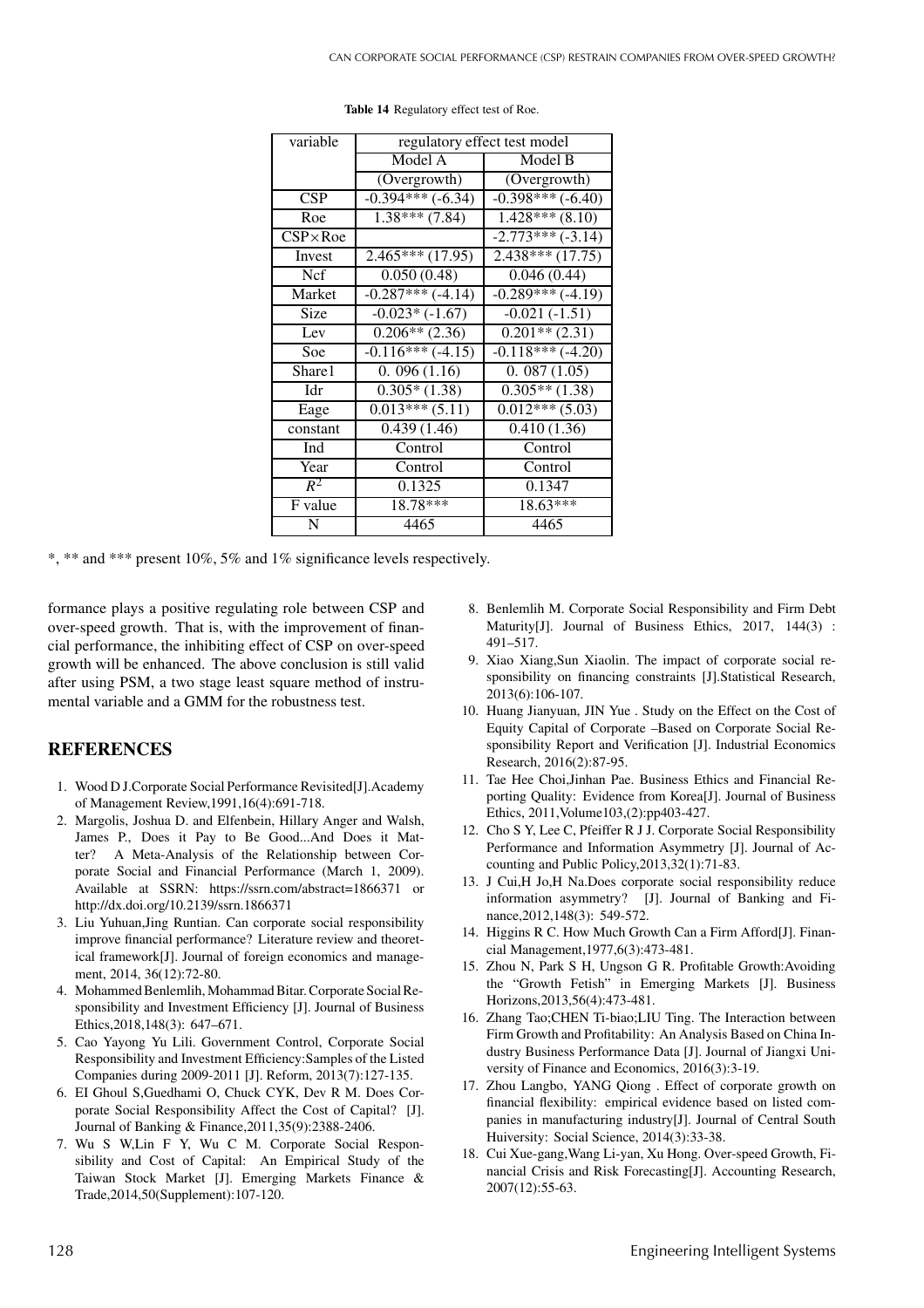**Table 14** Regulatory effect test of Roe.

| variable | regulatory effect test model | |
|---|---|---|
| | Model A | Model B |
| | (Overgrowth) | (Overgrowth) |
| CSP | -0.394*** (-6.34) | -0.398*** (-6.40) |
| Roe | 1.38*** (7.84) | 1.428*** (8.10) |
| CSP×Roe | | -2.773*** (-3.14) |
| Invest | 2.465*** (17.95) | 2.438*** (17.75) |
| Ncf | 0.050 (0.48) | 0.046 (0.44) |
| Market | -0.287*** (-4.14) | -0.289*** (-4.19) |
| Size | -0.023* (-1.67) | -0.021 (-1.51) |
| Lev | 0.206** (2.36) | 0.201** (2.31) |
| Soe | -0.116*** (-4.15) | -0.118*** (-4.20) |
| Share1 | 0. 096 (1.16) | 0. 087 (1.05) |
| Idr | 0.305* (1.38) | 0.305** (1.38) |
| Eage | 0.013*** (5.11) | 0.012*** (5.03) |
| constant | 0.439 (1.46) | 0.410 (1.36) |
| Ind | Control | Control |
| Year | Control | Control |
| $R^2$ | 0.1325 | 0.1347 |
| F value | 18.78*** | 18.63*** |
| N | 4465 | 4465 |

*, ** and *** present 10%, 5% and 1% significance levels respectively.

formance plays a positive regulating role between CSP and over-speed growth. That is, with the improvement of financial performance, the inhibiting effect of CSP on over-speed growth will be enhanced. The above conclusion is still valid after using PSM, a two stage least square method of instrumental variable and a GMM for the robustness test.

## REFERENCES

1. Wood D J.Corporate Social Performance Revisited[J].Academy of Management Review,1991,16(4):691-718.
2. Margolis, Joshua D. and Elfenbein, Hillary Anger and Walsh, James P., Does it Pay to Be Good...And Does it Matter? A Meta-Analysis of the Relationship between Corporate Social and Financial Performance (March 1, 2009). Available at SSRN: https://ssrn.com/abstract=1866371 or http://dx.doi.org/10.2139/ssrn.1866371
3. Liu Yuhuan,Jing Runtian. Can corporate social responsibility improve financial performance? Literature review and theoretical framework[J]. Journal of foreign economics and management, 2014, 36(12):72-80.
4. Mohammed Benlemlih, Mohammad Bitar. Corporate Social Responsibility and Investment Efficiency [J]. Journal of Business Ethics,2018,148(3): 647–671.
5. Cao Yayong Yu Lili. Government Control, Corporate Social Responsibility and Investment Efficiency:Samples of the Listed Companies during 2009-2011 [J]. Reform, 2013(7):127-135.
6. EI Ghoul S,Guedhami O, Chuck CYK, Dev R M. Does Corporate Social Responsibility Affect the Cost of Capital? [J]. Journal of Banking & Finance,2011,35(9):2388-2406.
7. Wu S W,Lin F Y, Wu C M. Corporate Social Responsibility and Cost of Capital: An Empirical Study of the Taiwan Stock Market [J]. Emerging Markets Finance & Trade,2014,50(Supplement):107-120.
8. Benlemlih M. Corporate Social Responsibility and Firm Debt Maturity[J]. Journal of Business Ethics, 2017, 144(3) : 491–517.
9. Xiao Xiang,Sun Xiaolin. The impact of corporate social responsibility on financing constraints [J].Statistical Research, 2013(6):106-107.
10. Huang Jianyuan, JIN Yue . Study on the Effect on the Cost of Equity Capital of Corporate –Based on Corporate Social Responsibility Report and Verification [J]. Industrial Economics Research, 2016(2):87-95.
11. Tae Hee Choi,Jinhan Pae. Business Ethics and Financial Reporting Quality: Evidence from Korea[J]. Journal of Business Ethics, 2011,Volume103,(2):pp403-427.
12. Cho S Y, Lee C, Pfeiffer R J J. Corporate Social Responsibility Performance and Information Asymmetry [J]. Journal of Accounting and Public Policy,2013,32(1):71-83.
13. J Cui,H Jo,H Na.Does corporate social responsibility reduce information asymmetry? [J]. Journal of Banking and Finance,2012,148(3): 549-572.
14. Higgins R C. How Much Growth Can a Firm Afford[J]. Financial Management,1977,6(3):473-481.
15. Zhou N, Park S H, Ungson G R. Profitable Growth:Avoiding the "Growth Fetish" in Emerging Markets [J]. Business Horizons,2013,56(4):473-481.
16. Zhang Tao;CHEN Ti-biao;LIU Ting. The Interaction between Firm Growth and Profitability: An Analysis Based on China Industry Business Performance Data [J]. Journal of Jiangxi University of Finance and Economics, 2016(3):3-19.
17. Zhou Langbo, YANG Qiong . Effect of corporate growth on financial flexibility: empirical evidence based on listed companies in manufacturing industry[J]. Journal of Central South Huiversity: Social Science, 2014(3):33-38.
18. Cui Xue-gang,Wang Li-yan, Xu Hong. Over-speed Growth, Financial Crisis and Risk Forecasting[J]. Accounting Research, 2007(12):55-63.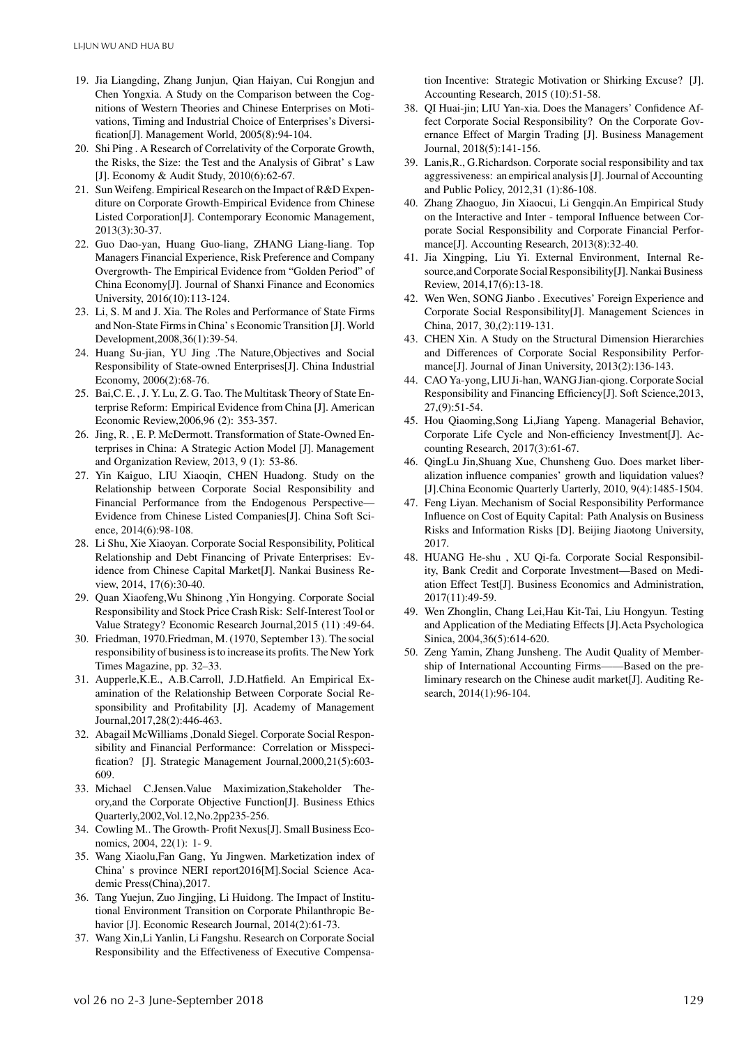19. Jia Liangding, Zhang Junjun, Qian Haiyan, Cui Rongjun and Chen Yongxia. A Study on the Comparison between the Cognitions of Western Theories and Chinese Enterprises on Motivations, Timing and Industrial Choice of Enterprises's Diversification[J]. Management World, 2005(8):94-104.
20. Shi Ping . A Research of Correlativity of the Corporate Growth, the Risks, the Size: the Test and the Analysis of Gibrat' s Law [J]. Economy & Audit Study, 2010(6):62-67.
21. Sun Weifeng. Empirical Research on the Impact of R&D Expenditure on Corporate Growth-Empirical Evidence from Chinese Listed Corporation[J]. Contemporary Economic Management, 2013(3):30-37.
22. Guo Dao-yan, Huang Guo-liang, ZHANG Liang-liang. Top Managers Financial Experience, Risk Preference and Company Overgrowth- The Empirical Evidence from "Golden Period" of China Economy[J]. Journal of Shanxi Finance and Economics University, 2016(10):113-124.
23. Li, S. M and J. Xia. The Roles and Performance of State Firms and Non-State Firms in China' s Economic Transition [J]. World Development,2008,36(1):39-54.
24. Huang Su-jian, YU Jing .The Nature,Objectives and Social Responsibility of State-owned Enterprises[J]. China Industrial Economy, 2006(2):68-76.
25. Bai,C. E. , J. Y. Lu, Z. G. Tao. The Multitask Theory of State Enterprise Reform: Empirical Evidence from China [J]. American Economic Review,2006,96 (2): 353-357.
26. Jing, R. , E. P. McDermott. Transformation of State-Owned Enterprises in China: A Strategic Action Model [J]. Management and Organization Review, 2013, 9 (1): 53-86.
27. Yin Kaiguo, LIU Xiaoqin, CHEN Huadong. Study on the Relationship between Corporate Social Responsibility and Financial Performance from the Endogenous Perspective—Evidence from Chinese Listed Companies[J]. China Soft Science, 2014(6):98-108.
28. Li Shu, Xie Xiaoyan. Corporate Social Responsibility, Political Relationship and Debt Financing of Private Enterprises: Evidence from Chinese Capital Market[J]. Nankai Business Review, 2014, 17(6):30-40.
29. Quan Xiaofeng,Wu Shinong ,Yin Hongying. Corporate Social Responsibility and Stock Price Crash Risk: Self-Interest Tool or Value Strategy? Economic Research Journal,2015 (11) :49-64.
30. Friedman, 1970.Friedman, M. (1970, September 13). The social responsibility of business is to increase its profits. The New York Times Magazine, pp. 32–33.
31. Aupperle,K.E., A.B.Carroll, J.D.Hatfield. An Empirical Examination of the Relationship Between Corporate Social Responsibility and Profitability [J]. Academy of Management Journal,2017,28(2):446-463.
32. Abagail McWilliams ,Donald Siegel. Corporate Social Responsibility and Financial Performance: Correlation or Misspecification? [J]. Strategic Management Journal,2000,21(5):603-609.
33. Michael C.Jensen.Value Maximization,Stakeholder Theory,and the Corporate Objective Function[J]. Business Ethics Quarterly,2002,Vol.12,No.2pp235-256.
34. Cowling M.. The Growth- Profit Nexus[J]. Small Business Economics, 2004, 22(1): 1- 9.
35. Wang Xiaolu,Fan Gang, Yu Jingwen. Marketization index of China' s province NERI report2016[M].Social Science Academic Press(China),2017.
36. Tang Yuejun, Zuo Jingjing, Li Huidong. The Impact of Institutional Environment Transition on Corporate Philanthropic Behavior [J]. Economic Research Journal, 2014(2):61-73.
37. Wang Xin,Li Yanlin, Li Fangshu. Research on Corporate Social Responsibility and the Effectiveness of Executive Compensation Incentive: Strategic Motivation or Shirking Excuse? [J]. Accounting Research, 2015 (10):51-58.
38. QI Huai-jin; LIU Yan-xia. Does the Managers' Confidence Affect Corporate Social Responsibility? On the Corporate Governance Effect of Margin Trading [J]. Business Management Journal, 2018(5):141-156.
39. Lanis,R., G.Richardson. Corporate social responsibility and tax aggressiveness: an empirical analysis [J]. Journal of Accounting and Public Policy, 2012,31 (1):86-108.
40. Zhang Zhaoguo, Jin Xiaocui, Li Gengqin.An Empirical Study on the Interactive and Inter - temporal Influence between Corporate Social Responsibility and Corporate Financial Performance[J]. Accounting Research, 2013(8):32-40.
41. Jia Xingping, Liu Yi. External Environment, Internal Resource,and Corporate Social Responsibility[J]. Nankai Business Review, 2014,17(6):13-18.
42. Wen Wen, SONG Jianbo . Executives' Foreign Experience and Corporate Social Responsibility[J]. Management Sciences in China, 2017, 30,(2):119-131.
43. CHEN Xin. A Study on the Structural Dimension Hierarchies and Differences of Corporate Social Responsibility Performance[J]. Journal of Jinan University, 2013(2):136-143.
44. CAO Ya-yong, LIU Ji-han, WANG Jian-qiong. Corporate Social Responsibility and Financing Efficiency[J]. Soft Science,2013, 27,(9):51-54.
45. Hou Qiaoming,Song Li,Jiang Yapeng. Managerial Behavior, Corporate Life Cycle and Non-efficiency Investment[J]. Accounting Research, 2017(3):61-67.
46. QingLu Jin,Shuang Xue, Chunsheng Guo. Does market liberalization influence companies' growth and liquidation values? [J].China Economic Quarterly Uarterly, 2010, 9(4):1485-1504.
47. Feng Liyan. Mechanism of Social Responsibility Performance Influence on Cost of Equity Capital: Path Analysis on Business Risks and Information Risks [D]. Beijing Jiaotong University, 2017.
48. HUANG He-shu , XU Qi-fa. Corporate Social Responsibility, Bank Credit and Corporate Investment—Based on Mediation Effect Test[J]. Business Economics and Administration, 2017(11):49-59.
49. Wen Zhonglin, Chang Lei,Hau Kit-Tai, Liu Hongyun. Testing and Application of the Mediating Effects [J].Acta Psychologica Sinica, 2004,36(5):614-620.
50. Zeng Yamin, Zhang Junsheng. The Audit Quality of Membership of International Accounting Firms——Based on the preliminary research on the Chinese audit market[J]. Auditing Research, 2014(1):96-104.